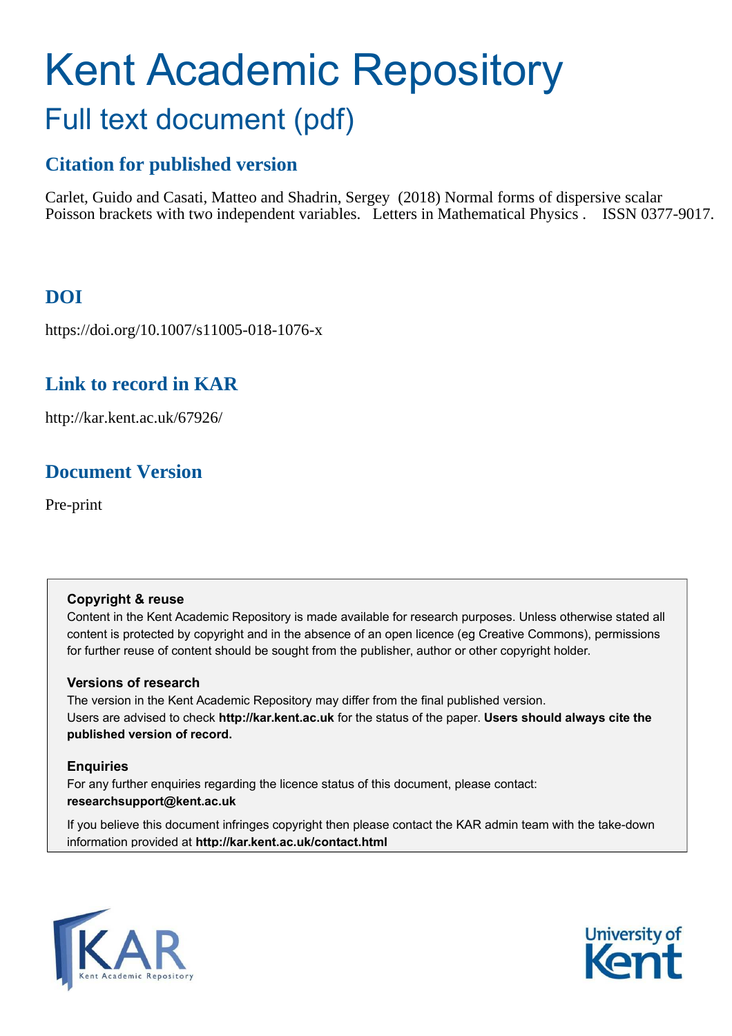# Kent Academic Repository

## Full text document (pdf)

## Citation for published version

Carlet, Guido and Casati, Matteo and Shadrin, Sergey (2018) Normal forms of dispersive scalar Poisson brackets with two independent variables. Letters in Mathematical Physics . ISSN 0377-9017.

## DOI

https://doi.org/10.1007/s11005-018-1076-x

## Link to record in KAR

http://kar.kent.ac.uk/67926/

## Document Version

Pre-print

**Copyright & reuse**

Content in the Kent Academic Repository is made available for research purposes. Unless otherwise stated all content is protected by copyright and in the absence of an open licence (eg Creative Commons), permissions for further reuse of content should be sought from the publisher, author or other copyright holder.

**Versions of research**

The version in the Kent Academic Repository may differ from the final published version. Users are advised to check **http://kar.kent.ac.uk** for the status of the paper. **Users should always cite the published version of record.**

**Enquiries**

For any further enquiries regarding the licence status of this document, please contact: **researchsupport@kent.ac.uk**

If you believe this document infringes copyright then please contact the KAR admin team with the take-down information provided at **http://kar.kent.ac.uk/contact.html**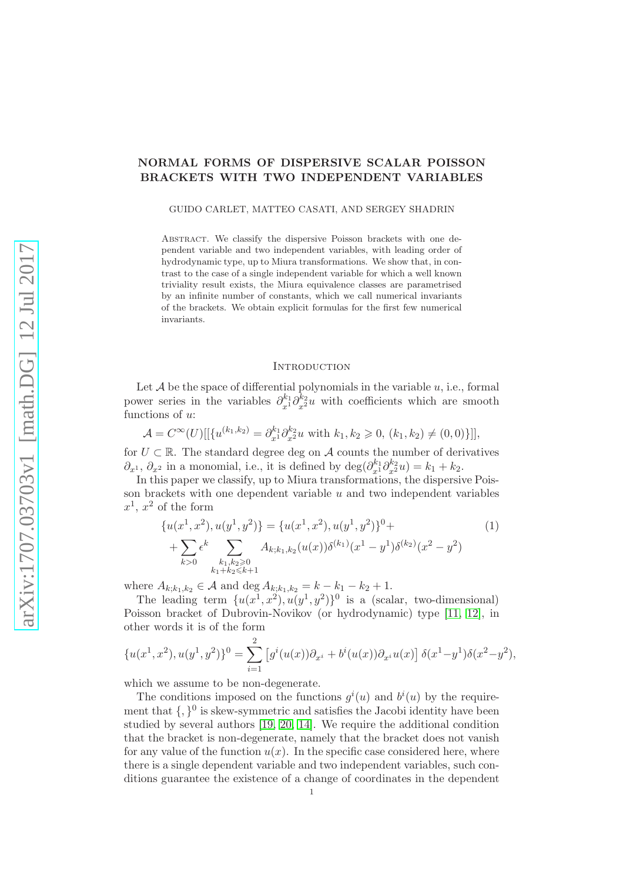# NORMAL FORMS OF DISPERSIVE SCALAR POISSON BRACKETS WITH TWO INDEPENDENT VARIABLES

GUIDO CARLET, MATTEO CASATI, AND SERGEY SHADRIN

ABSTRACT. We classify the dispersive Poisson brackets with one dependent variable and two independent variables, with leading order of hydrodynamic type, up to Miura transformations. We show that, in contrast to the case of a single independent variable for which a well known triviality result exists, the Miura equivalence classes are parametrised by an infinite number of constants, which we call numerical invariants of the brackets. We obtain explicit formulas for the first few numerical invariants.

## INTRODUCTION

Let $\mathcal{A}$ be the space of differential polynomials in the variable $u$, i.e., formal power series in the variables $\partial_{x^1}^{k_1}\partial_{x^2}^{k_2}u$ with coefficients which are smooth functions of $u$:

$$\mathcal{A} = C^\infty(U)[[\{u^{(k_1,k_2)} = \partial_{x^1}^{k_1}\partial_{x^2}^{k_2}u \text{ with } k_1, k_2 \geqslant 0,\ (k_1,k_2) \neq (0,0)\}]],$$

for $U \subset \mathbb{R}$. The standard degree deg on $\mathcal{A}$ counts the number of derivatives $\partial_{x^1}$, $\partial_{x^2}$ in a monomial, i.e., it is defined by $\deg(\partial_{x^1}^{k_1}\partial_{x^2}^{k_2}u) = k_1 + k_2$.

In this paper we classify, up to Miura transformations, the dispersive Poisson brackets with one dependent variable $u$ and two independent variables $x^1$, $x^2$ of the form

$$\begin{aligned}\{u(x^1,x^2), u(y^1,y^2)\} &= \{u(x^1,x^2), u(y^1,y^2)\}^0 + \\ &+ \sum_{k>0} \epsilon^k \sum_{\substack{k_1,k_2 \geqslant 0 \\ k_1+k_2 \leqslant k+1}} A_{k;k_1,k_2}(u(x))\delta^{(k_1)}(x^1-y^1)\delta^{(k_2)}(x^2-y^2)\end{aligned} \tag{1}$$

where $A_{k;k_1,k_2} \in \mathcal{A}$ and $\deg A_{k;k_1,k_2} = k - k_1 - k_2 + 1$.

The leading term $\{u(x^1,x^2), u(y^1,y^2)\}^0$ is a (scalar, two-dimensional) Poisson bracket of Dubrovin-Novikov (or hydrodynamic) type [11, 12], in other words it is of the form

$$\{u(x^1,x^2), u(y^1,y^2)\}^0 = \sum_{i=1}^{2}\left[g^i(u(x))\partial_{x^i} + b^i(u(x))\partial_{x^i}u(x)\right]\delta(x^1-y^1)\delta(x^2-y^2),$$

which we assume to be non-degenerate.

The conditions imposed on the functions $g^i(u)$ and $b^i(u)$ by the requirement that $\{,\}^0$ is skew-symmetric and satisfies the Jacobi identity have been studied by several authors [19, 20, 14]. We require the additional condition that the bracket is non-degenerate, namely that the bracket does not vanish for any value of the function $u(x)$. In the specific case considered here, where there is a single dependent variable and two independent variables, such conditions guarantee the existence of a change of coordinates in the dependent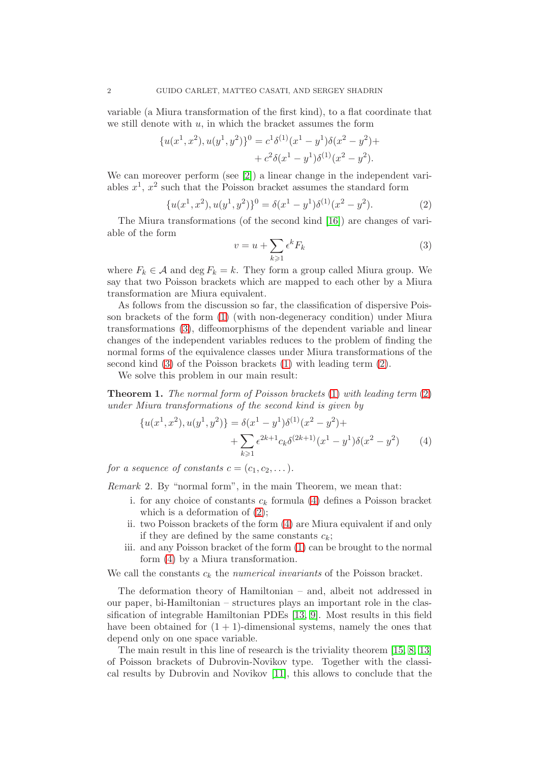variable (a Miura transformation of the first kind), to a flat coordinate that we still denote with $u$, in which the bracket assumes the form

$$\{u(x^1,x^2),u(y^1,y^2)\}^0 = c^1\delta^{(1)}(x^1-y^1)\delta(x^2-y^2)+ \\ + c^2\delta(x^1-y^1)\delta^{(1)}(x^2-y^2).$$

We can moreover perform (see [2]) a linear change in the independent variables $x^1$, $x^2$ such that the Poisson bracket assumes the standard form

$$\{u(x^1,x^2),u(y^1,y^2)\}^0 = \delta(x^1-y^1)\delta^{(1)}(x^2-y^2). \tag{2}$$

The Miura transformations (of the second kind [16]) are changes of variable of the form

$$v = u + \sum_{k\geqslant 1}\epsilon^k F_k \tag{3}$$

where $F_k \in \mathcal{A}$ and $\deg F_k = k$. They form a group called Miura group. We say that two Poisson brackets which are mapped to each other by a Miura transformation are Miura equivalent.

As follows from the discussion so far, the classification of dispersive Poisson brackets of the form (1) (with non-degeneracy condition) under Miura transformations (3), diffeomorphisms of the dependent variable and linear changes of the independent variables reduces to the problem of finding the normal forms of the equivalence classes under Miura transformations of the second kind (3) of the Poisson brackets (1) with leading term (2).

We solve this problem in our main result:

**Theorem 1.** *The normal form of Poisson brackets (1) with leading term (2) under Miura transformations of the second kind is given by*

$$\{u(x^1,x^2),u(y^1,y^2)\} = \delta(x^1-y^1)\delta^{(1)}(x^2-y^2)+ \\ + \sum_{k\geqslant 1}\epsilon^{2k+1}c_k\delta^{(2k+1)}(x^1-y^1)\delta(x^2-y^2) \tag{4}$$

*for a sequence of constants $c = (c_1, c_2, \dots)$.*

*Remark* 2. By "normal form", in the main Theorem, we mean that:

i. for any choice of constants $c_k$ formula (4) defines a Poisson bracket which is a deformation of (2);
ii. two Poisson brackets of the form (4) are Miura equivalent if and only if they are defined by the same constants $c_k$;
iii. and any Poisson bracket of the form (1) can be brought to the normal form (4) by a Miura transformation.

We call the constants $c_k$ the *numerical invariants* of the Poisson bracket.

The deformation theory of Hamiltonian – and, albeit not addressed in our paper, bi-Hamiltonian – structures plays an important role in the classification of integrable Hamiltonian PDEs [13, 9]. Most results in this field have been obtained for $(1+1)$-dimensional systems, namely the ones that depend only on one space variable.

The main result in this line of research is the triviality theorem [15, 8, 13] of Poisson brackets of Dubrovin-Novikov type. Together with the classical results by Dubrovin and Novikov [11], this allows to conclude that the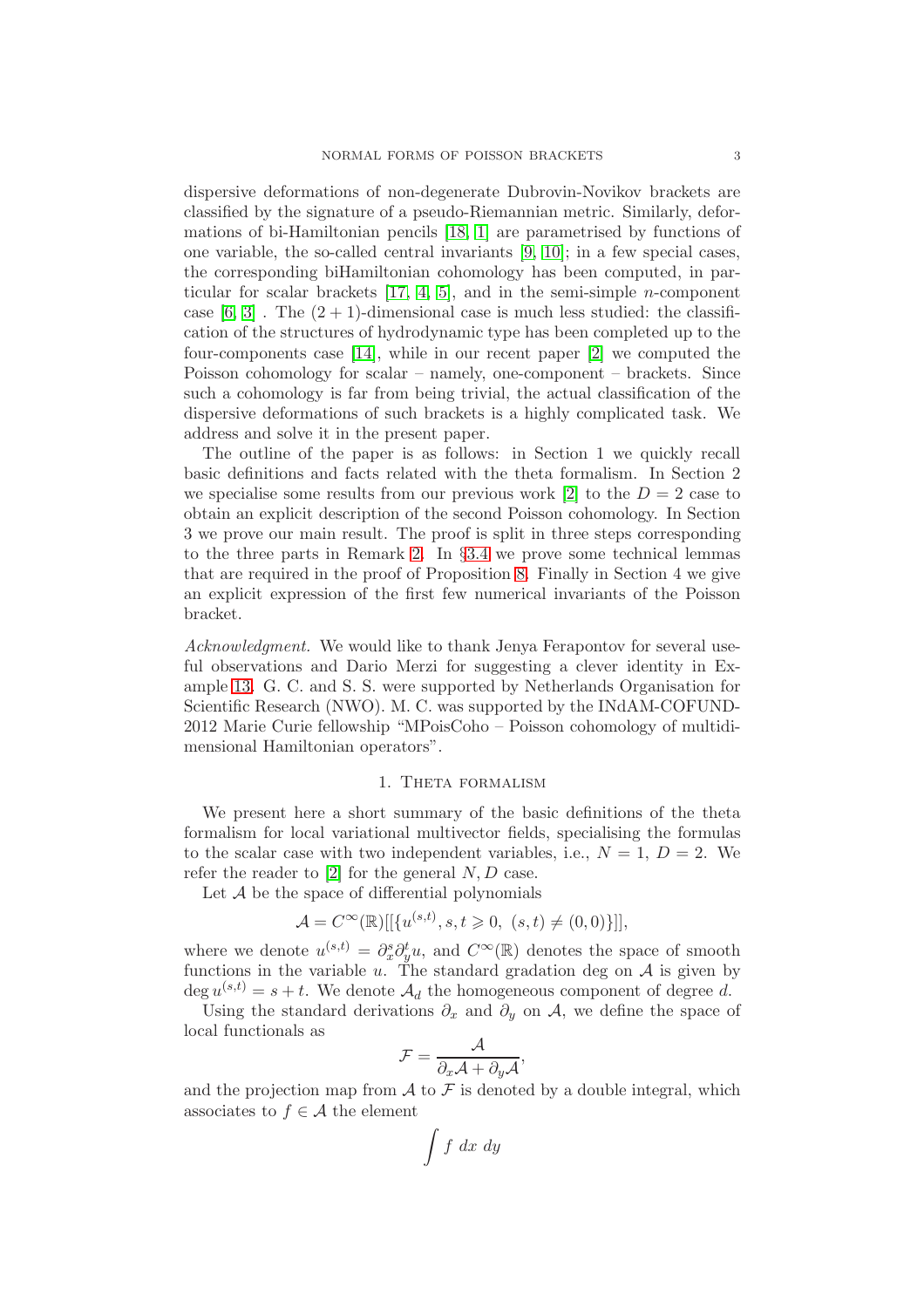dispersive deformations of non-degenerate Dubrovin-Novikov brackets are classified by the signature of a pseudo-Riemannian metric. Similarly, deformations of bi-Hamiltonian pencils [18, 1] are parametrised by functions of one variable, the so-called central invariants [9, 10]; in a few special cases, the corresponding biHamiltonian cohomology has been computed, in particular for scalar brackets [17, 4, 5], and in the semi-simple $n$-component case [6, 3] . The $(2 + 1)$-dimensional case is much less studied: the classification of the structures of hydrodynamic type has been completed up to the four-components case [14], while in our recent paper [2] we computed the Poisson cohomology for scalar – namely, one-component – brackets. Since such a cohomology is far from being trivial, the actual classification of the dispersive deformations of such brackets is a highly complicated task. We address and solve it in the present paper.

The outline of the paper is as follows: in Section 1 we quickly recall basic definitions and facts related with the theta formalism. In Section 2 we specialise some results from our previous work [2] to the $D = 2$ case to obtain an explicit description of the second Poisson cohomology. In Section 3 we prove our main result. The proof is split in three steps corresponding to the three parts in Remark 2. In §3.4 we prove some technical lemmas that are required in the proof of Proposition 8. Finally in Section 4 we give an explicit expression of the first few numerical invariants of the Poisson bracket.

*Acknowledgment.* We would like to thank Jenya Ferapontov for several useful observations and Dario Merzi for suggesting a clever identity in Example 13. G. C. and S. S. were supported by Netherlands Organisation for Scientific Research (NWO). M. C. was supported by the INdAM-COFUND-2012 Marie Curie fellowship "MPoisCoho – Poisson cohomology of multidimensional Hamiltonian operators".

## 1. Theta formalism

We present here a short summary of the basic definitions of the theta formalism for local variational multivector fields, specialising the formulas to the scalar case with two independent variables, i.e., $N = 1$, $D = 2$. We refer the reader to [2] for the general $N, D$ case.

Let $\mathcal{A}$ be the space of differential polynomials

$$\mathcal{A} = C^\infty(\mathbb{R})[[\{u^{(s,t)}, s, t \geqslant 0,\ (s,t) \neq (0,0)\}]],$$

where we denote $u^{(s,t)} = \partial_x^s \partial_y^t u$, and $C^\infty(\mathbb{R})$ denotes the space of smooth functions in the variable $u$. The standard gradation deg on $\mathcal{A}$ is given by $\deg u^{(s,t)} = s + t$. We denote $\mathcal{A}_d$ the homogeneous component of degree $d$.

Using the standard derivations $\partial_x$ and $\partial_y$ on $\mathcal{A}$, we define the space of local functionals as

$$\mathcal{F} = \frac{\mathcal{A}}{\partial_x \mathcal{A} + \partial_y \mathcal{A}},$$

and the projection map from $\mathcal{A}$ to $\mathcal{F}$ is denoted by a double integral, which associates to $f \in \mathcal{A}$ the element

$$\int f \; dx \; dy$$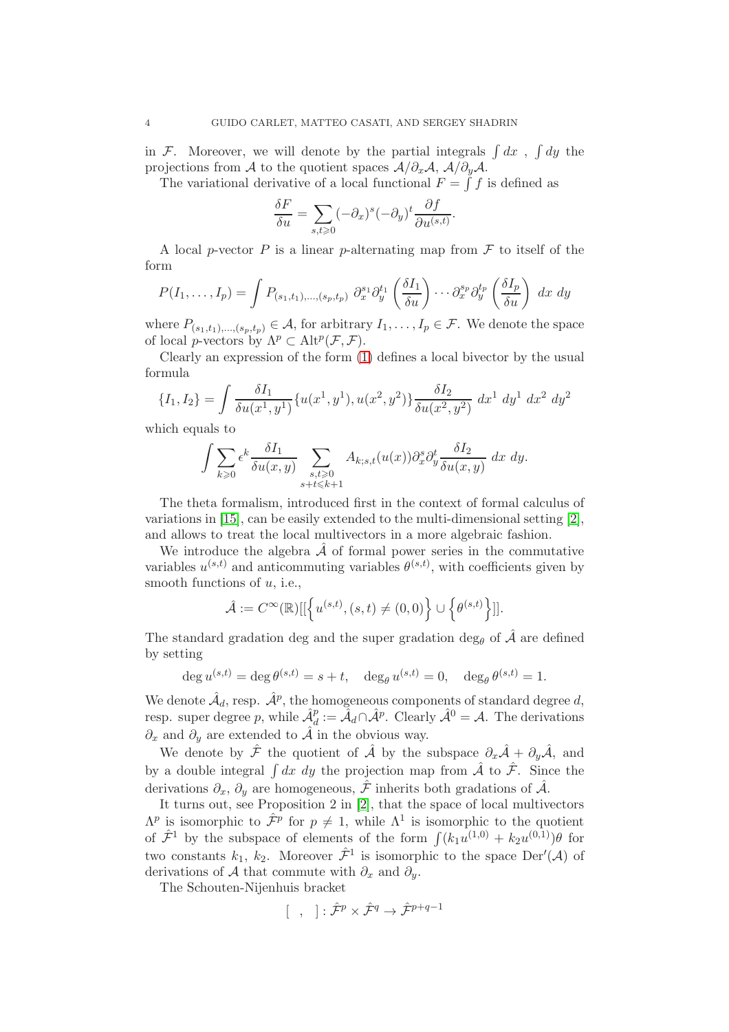in $\mathcal{F}$. Moreover, we will denote by the partial integrals $\int dx$ , $\int dy$ the projections from $\mathcal{A}$ to the quotient spaces $\mathcal{A}/\partial_x\mathcal{A}$, $\mathcal{A}/\partial_y\mathcal{A}$.

The variational derivative of a local functional $F = \int f$ is defined as

$$\frac{\delta F}{\delta u} = \sum_{s,t\geqslant 0} (-\partial_x)^s(-\partial_y)^t \frac{\partial f}{\partial u^{(s,t)}}.$$

A local $p$-vector $P$ is a linear $p$-alternating map from $\mathcal{F}$ to itself of the form

$$P(I_1,\dots,I_p) = \int P_{(s_1,t_1),\dots,(s_p,t_p)}\ \partial_x^{s_1}\partial_y^{t_1}\left(\frac{\delta I_1}{\delta u}\right)\cdots\partial_x^{s_p}\partial_y^{t_p}\left(\frac{\delta I_p}{\delta u}\right)\ dx\ dy$$

where $P_{(s_1,t_1),\dots,(s_p,t_p)} \in \mathcal{A}$, for arbitrary $I_1,\dots,I_p \in \mathcal{F}$. We denote the space of local $p$-vectors by $\Lambda^p \subset \mathrm{Alt}^p(\mathcal{F},\mathcal{F})$.

Clearly an expression of the form (1) defines a local bivector by the usual formula

$$\{I_1, I_2\} = \int \frac{\delta I_1}{\delta u(x^1,y^1)}\{u(x^1,y^1), u(x^2,y^2)\}\frac{\delta I_2}{\delta u(x^2,y^2)}\ dx^1\ dy^1\ dx^2\ dy^2$$

which equals to

$$\int \sum_{k\geqslant 0} \epsilon^k \frac{\delta I_1}{\delta u(x,y)} \sum_{\substack{s,t\geqslant 0\\ s+t\leqslant k+1}} A_{k;s,t}(u(x))\partial_x^s\partial_y^t \frac{\delta I_2}{\delta u(x,y)}\ dx\ dy.$$

The theta formalism, introduced first in the context of formal calculus of variations in [15], can be easily extended to the multi-dimensional setting [2], and allows to treat the local multivectors in a more algebraic fashion.

We introduce the algebra $\hat{\mathcal{A}}$ of formal power series in the commutative variables $u^{(s,t)}$ and anticommuting variables $\theta^{(s,t)}$, with coefficients given by smooth functions of $u$, i.e.,

$$\hat{\mathcal{A}} := C^\infty(\mathbb{R})[[\left\{u^{(s,t)}, (s,t) \neq (0,0)\right\} \cup \left\{\theta^{(s,t)}\right\}]].$$

The standard gradation deg and the super gradation $\deg_\theta$ of $\hat{\mathcal{A}}$ are defined by setting

$$\deg u^{(s,t)} = \deg \theta^{(s,t)} = s + t, \quad \deg_\theta u^{(s,t)} = 0, \quad \deg_\theta \theta^{(s,t)} = 1.$$

We denote $\hat{\mathcal{A}}_d$, resp. $\hat{\mathcal{A}}^p$, the homogeneous components of standard degree $d$, resp. super degree $p$, while $\hat{\mathcal{A}}^p_d := \hat{\mathcal{A}}_d \cap \hat{\mathcal{A}}^p$. Clearly $\hat{\mathcal{A}}^0 = \mathcal{A}$. The derivations $\partial_x$ and $\partial_y$ are extended to $\hat{\mathcal{A}}$ in the obvious way.

We denote by $\hat{\mathcal{F}}$ the quotient of $\hat{\mathcal{A}}$ by the subspace $\partial_x\hat{\mathcal{A}} + \partial_y\hat{\mathcal{A}}$, and by a double integral $\int dx\ dy$ the projection map from $\hat{\mathcal{A}}$ to $\hat{\mathcal{F}}$. Since the derivations $\partial_x$, $\partial_y$ are homogeneous, $\hat{\mathcal{F}}$ inherits both gradations of $\hat{\mathcal{A}}$.

It turns out, see Proposition 2 in [2], that the space of local multivectors $\Lambda^p$ is isomorphic to $\hat{\mathcal{F}}^p$ for $p \neq 1$, while $\Lambda^1$ is isomorphic to the quotient of $\hat{\mathcal{F}}^1$ by the subspace of elements of the form $\int(k_1 u^{(1,0)} + k_2 u^{(0,1)})\theta$ for two constants $k_1$, $k_2$. Moreover $\hat{\mathcal{F}}^1$ is isomorphic to the space $\mathrm{Der}'(\mathcal{A})$ of derivations of $\mathcal{A}$ that commute with $\partial_x$ and $\partial_y$.

The Schouten-Nijenhuis bracket

$$[\ \ ,\ \ ] : \hat{\mathcal{F}}^p \times \hat{\mathcal{F}}^q \to \hat{\mathcal{F}}^{p+q-1}$$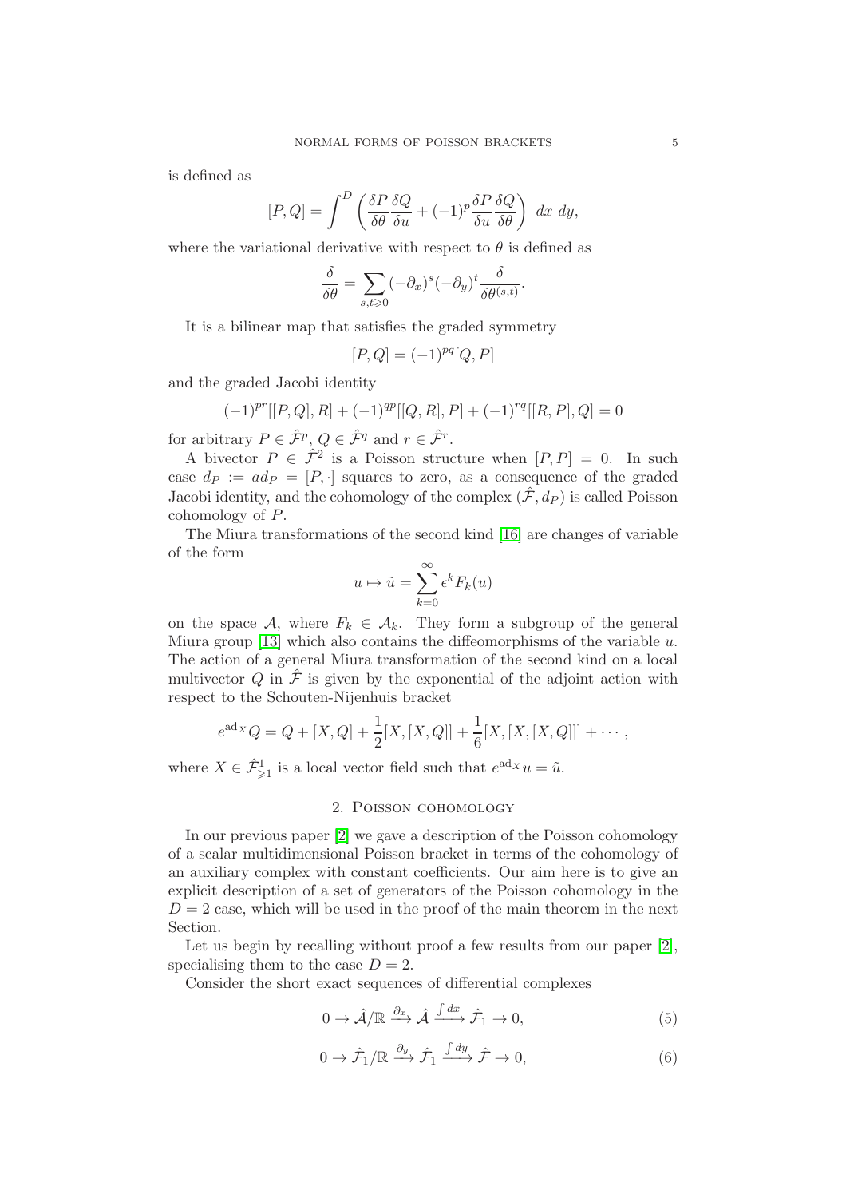is defined as

$$[P,Q]=\int^D\left(\frac{\delta P}{\delta \theta}\frac{\delta Q}{\delta u}+(-1)^p\frac{\delta P}{\delta u}\frac{\delta Q}{\delta \theta}\right)\,dx\,dy,$$

where the variational derivative with respect to $\theta$ is defined as

$$\frac{\delta}{\delta\theta}=\sum_{s,t\geqslant 0}(-\partial_x)^s(-\partial_y)^t\frac{\delta}{\delta\theta^{(s,t)}}.$$

It is a bilinear map that satisfies the graded symmetry

$$[P,Q]=(-1)^{pq}[Q,P]$$

and the graded Jacobi identity

$$(-1)^{pr}[[P,Q],R]+(-1)^{qp}[[Q,R],P]+(-1)^{rq}[[R,P],Q]=0$$

for arbitrary $P\in\hat{\mathcal{F}}^p$, $Q\in\hat{\mathcal{F}}^q$ and $r\in\hat{\mathcal{F}}^r$.

A bivector $P\in\hat{\mathcal{F}}^2$ is a Poisson structure when $[P,P]=0$. In such case $d_P:=ad_P=[P,\cdot]$ squares to zero, as a consequence of the graded Jacobi identity, and the cohomology of the complex $(\hat{\mathcal{F}},d_P)$ is called Poisson cohomology of $P$.

The Miura transformations of the second kind [16] are changes of variable of the form

$$u\mapsto\tilde{u}=\sum_{k=0}^{\infty}\epsilon^kF_k(u)$$

on the space $\mathcal{A}$, where $F_k\in\mathcal{A}_k$. They form a subgroup of the general Miura group [13] which also contains the diffeomorphisms of the variable $u$. The action of a general Miura transformation of the second kind on a local multivector $Q$ in $\hat{\mathcal{F}}$ is given by the exponential of the adjoint action with respect to the Schouten-Nijenhuis bracket

$$e^{\mathrm{ad}_X}Q=Q+[X,Q]+\frac{1}{2}[X,[X,Q]]+\frac{1}{6}[X,[X,[X,Q]]]+\cdots,$$

where $X\in\hat{\mathcal{F}}^1_{\geqslant 1}$ is a local vector field such that $e^{\mathrm{ad}_X}u=\tilde{u}$.

## 2. Poisson cohomology

In our previous paper [2] we gave a description of the Poisson cohomology of a scalar multidimensional Poisson bracket in terms of the cohomology of an auxiliary complex with constant coefficients. Our aim here is to give an explicit description of a set of generators of the Poisson cohomology in the $D=2$ case, which will be used in the proof of the main theorem in the next Section.

Let us begin by recalling without proof a few results from our paper [2], specialising them to the case $D=2$.

Consider the short exact sequences of differential complexes

$$0\to\hat{\mathcal{A}}/\mathbb{R}\xrightarrow{\partial_x}\hat{\mathcal{A}}\xrightarrow{\int dx}\hat{\mathcal{F}}_1\to 0,\tag{5}$$

$$0\to\hat{\mathcal{F}}_1/\mathbb{R}\xrightarrow{\partial_y}\hat{\mathcal{F}}_1\xrightarrow{\int dy}\hat{\mathcal{F}}\to 0,\tag{6}$$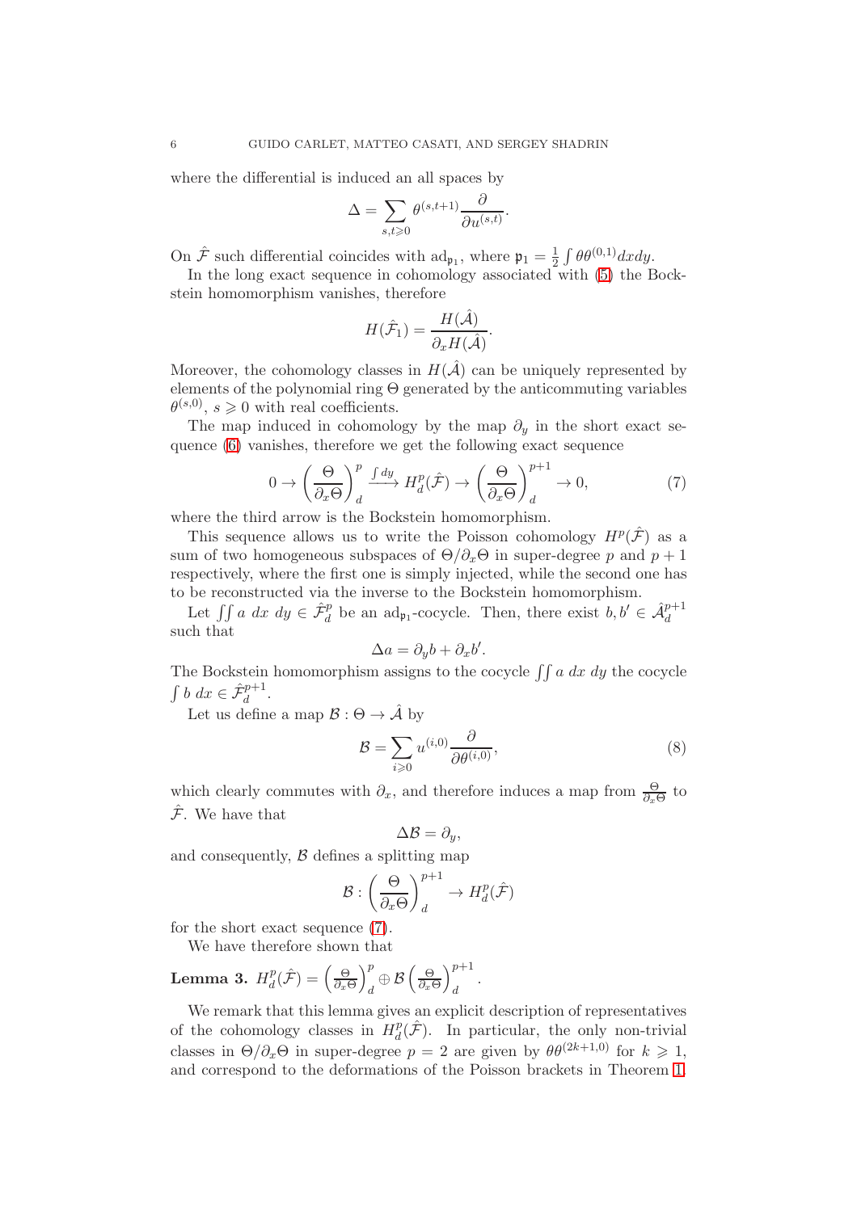where the differential is induced an all spaces by

$$\Delta = \sum_{s,t\geqslant 0} \theta^{(s,t+1)} \frac{\partial}{\partial u^{(s,t)}}.$$

On $\hat{\mathcal{F}}$ such differential coincides with $\mathrm{ad}_{\mathfrak{p}_1}$, where $\mathfrak{p}_1 = \frac{1}{2}\int \theta\theta^{(0,1)} dx dy$.

In the long exact sequence in cohomology associated with (5) the Bockstein homomorphism vanishes, therefore

$$H(\hat{\mathcal{F}}_1) = \frac{H(\hat{\mathcal{A}})}{\partial_x H(\hat{\mathcal{A}})}.$$

Moreover, the cohomology classes in $H(\hat{\mathcal{A}})$ can be uniquely represented by elements of the polynomial ring $\Theta$ generated by the anticommuting variables $\theta^{(s,0)}$, $s \geqslant 0$ with real coefficients.

The map induced in cohomology by the map $\partial_y$ in the short exact sequence (6) vanishes, therefore we get the following exact sequence

$$0 \to \left(\frac{\Theta}{\partial_x \Theta}\right)^p_d \xrightarrow{\int dy} H^p_d(\hat{\mathcal{F}}) \to \left(\frac{\Theta}{\partial_x \Theta}\right)^{p+1}_d \to 0, \tag{7}$$

where the third arrow is the Bockstein homomorphism.

This sequence allows us to write the Poisson cohomology $H^p(\hat{\mathcal{F}})$ as a sum of two homogeneous subspaces of $\Theta/\partial_x\Theta$ in super-degree $p$ and $p+1$ respectively, where the first one is simply injected, while the second one has to be reconstructed via the inverse to the Bockstein homomorphism.

Let $\iint a \; dx \; dy \in \hat{\mathcal{F}}^p_d$ be an $\mathrm{ad}_{\mathfrak{p}_1}$-cocycle. Then, there exist $b, b' \in \hat{\mathcal{A}}^{p+1}_d$ such that

$$\Delta a = \partial_y b + \partial_x b'.$$

The Bockstein homomorphism assigns to the cocycle $\iint a \; dx \; dy$ the cocycle $\int b \; dx \in \hat{\mathcal{F}}^{p+1}_d$.

Let us define a map $\mathcal{B} : \Theta \to \hat{\mathcal{A}}$ by

$$\mathcal{B} = \sum_{i\geqslant 0} u^{(i,0)} \frac{\partial}{\partial \theta^{(i,0)}}, \tag{8}$$

which clearly commutes with $\partial_x$, and therefore induces a map from $\frac{\Theta}{\partial_x \Theta}$ to $\hat{\mathcal{F}}$. We have that

$$\Delta \mathcal{B} = \partial_y,$$

and consequently, $\mathcal{B}$ defines a splitting map

$$\mathcal{B} : \left(\frac{\Theta}{\partial_x \Theta}\right)^{p+1}_d \to H^p_d(\hat{\mathcal{F}})$$

for the short exact sequence (7).

We have therefore shown that

**Lemma 3.** $H^p_d(\hat{\mathcal{F}}) = \left(\frac{\Theta}{\partial_x \Theta}\right)^p_d \oplus \mathcal{B}\left(\frac{\Theta}{\partial_x \Theta}\right)^{p+1}_d$.

We remark that this lemma gives an explicit description of representatives of the cohomology classes in $H^p_d(\hat{\mathcal{F}})$. In particular, the only non-trivial classes in $\Theta/\partial_x\Theta$ in super-degree $p = 2$ are given by $\theta\theta^{(2k+1,0)}$ for $k \geqslant 1$, and correspond to the deformations of the Poisson brackets in Theorem 1.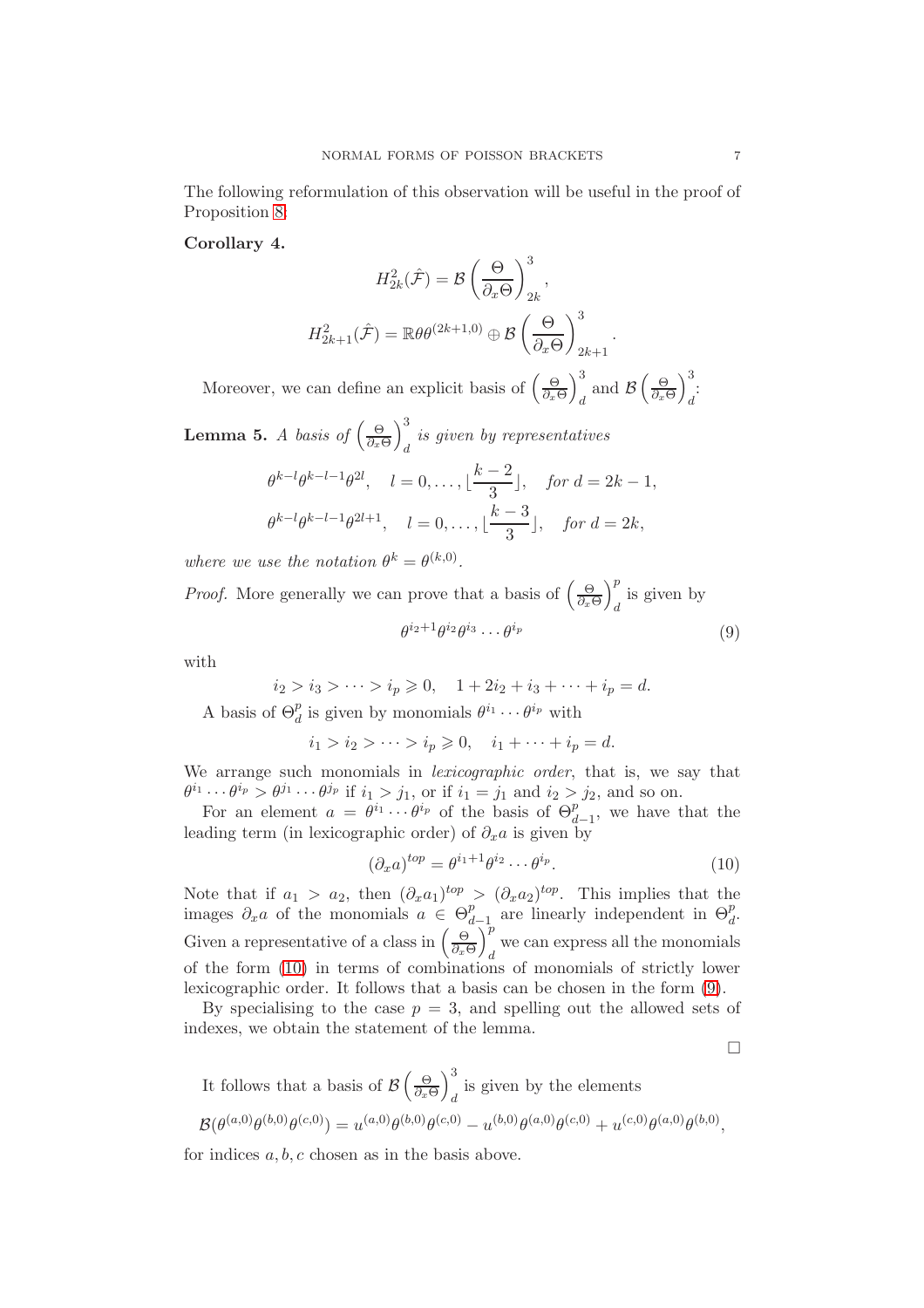The following reformulation of this observation will be useful in the proof of Proposition 8:

**Corollary 4.**

$$H^2_{2k}(\hat{\mathcal{F}}) = \mathcal{B}\left(\frac{\Theta}{\partial_x \Theta}\right)^3_{2k},$$

$$H^2_{2k+1}(\hat{\mathcal{F}}) = \mathbb{R}\theta\theta^{(2k+1,0)} \oplus \mathcal{B}\left(\frac{\Theta}{\partial_x \Theta}\right)^3_{2k+1}.$$

Moreover, we can define an explicit basis of $\left(\frac{\Theta}{\partial_x \Theta}\right)^3_d$ and $\mathcal{B}\left(\frac{\Theta}{\partial_x \Theta}\right)^3_d$:

**Lemma 5.** *A basis of* $\left(\frac{\Theta}{\partial_x \Theta}\right)^3_d$ *is given by representatives*

$$\theta^{k-l}\theta^{k-l-1}\theta^{2l}, \quad l = 0, \dots, \lfloor \frac{k-2}{3} \rfloor, \quad \text{for } d = 2k-1,$$

$$\theta^{k-l}\theta^{k-l-1}\theta^{2l+1}, \quad l = 0, \dots, \lfloor \frac{k-3}{3} \rfloor, \quad \text{for } d = 2k,$$

*where we use the notation* $\theta^k = \theta^{(k,0)}$.

*Proof.* More generally we can prove that a basis of $\left(\frac{\Theta}{\partial_x \Theta}\right)^p_d$ is given by

$$\theta^{i_2+1}\theta^{i_2}\theta^{i_3}\cdots\theta^{i_p} \tag{9}$$

with

$$i_2 > i_3 > \cdots > i_p \geqslant 0, \quad 1 + 2i_2 + i_3 + \cdots + i_p = d.$$

A basis of $\Theta^p_d$ is given by monomials $\theta^{i_1}\cdots\theta^{i_p}$ with

$$i_1 > i_2 > \cdots > i_p \geqslant 0, \quad i_1 + \cdots + i_p = d.$$

We arrange such monomials in *lexicographic order*, that is, we say that $\theta^{i_1}\cdots\theta^{i_p} > \theta^{j_1}\cdots\theta^{j_p}$ if $i_1 > j_1$, or if $i_1 = j_1$ and $i_2 > j_2$, and so on.

For an element $a = \theta^{i_1}\cdots\theta^{i_p}$ of the basis of $\Theta^p_{d-1}$, we have that the leading term (in lexicographic order) of $\partial_x a$ is given by

$$(\partial_x a)^{top} = \theta^{i_1+1}\theta^{i_2}\cdots\theta^{i_p}. \tag{10}$$

Note that if $a_1 > a_2$, then $(\partial_x a_1)^{top} > (\partial_x a_2)^{top}$. This implies that the images $\partial_x a$ of the monomials $a \in \Theta^p_{d-1}$ are linearly independent in $\Theta^p_d$. Given a representative of a class in $\left(\frac{\Theta}{\partial_x \Theta}\right)^p_d$ we can express all the monomials of the form (10) in terms of combinations of monomials of strictly lower lexicographic order. It follows that a basis can be chosen in the form (9).

By specialising to the case $p = 3$, and spelling out the allowed sets of indexes, we obtain the statement of the lemma.

$\square$

It follows that a basis of $\mathcal{B}\left(\frac{\Theta}{\partial_x \Theta}\right)^3_d$ is given by the elements

$$\mathcal{B}(\theta^{(a,0)}\theta^{(b,0)}\theta^{(c,0)}) = u^{(a,0)}\theta^{(b,0)}\theta^{(c,0)} - u^{(b,0)}\theta^{(a,0)}\theta^{(c,0)} + u^{(c,0)}\theta^{(a,0)}\theta^{(b,0)},$$

for indices $a, b, c$ chosen as in the basis above.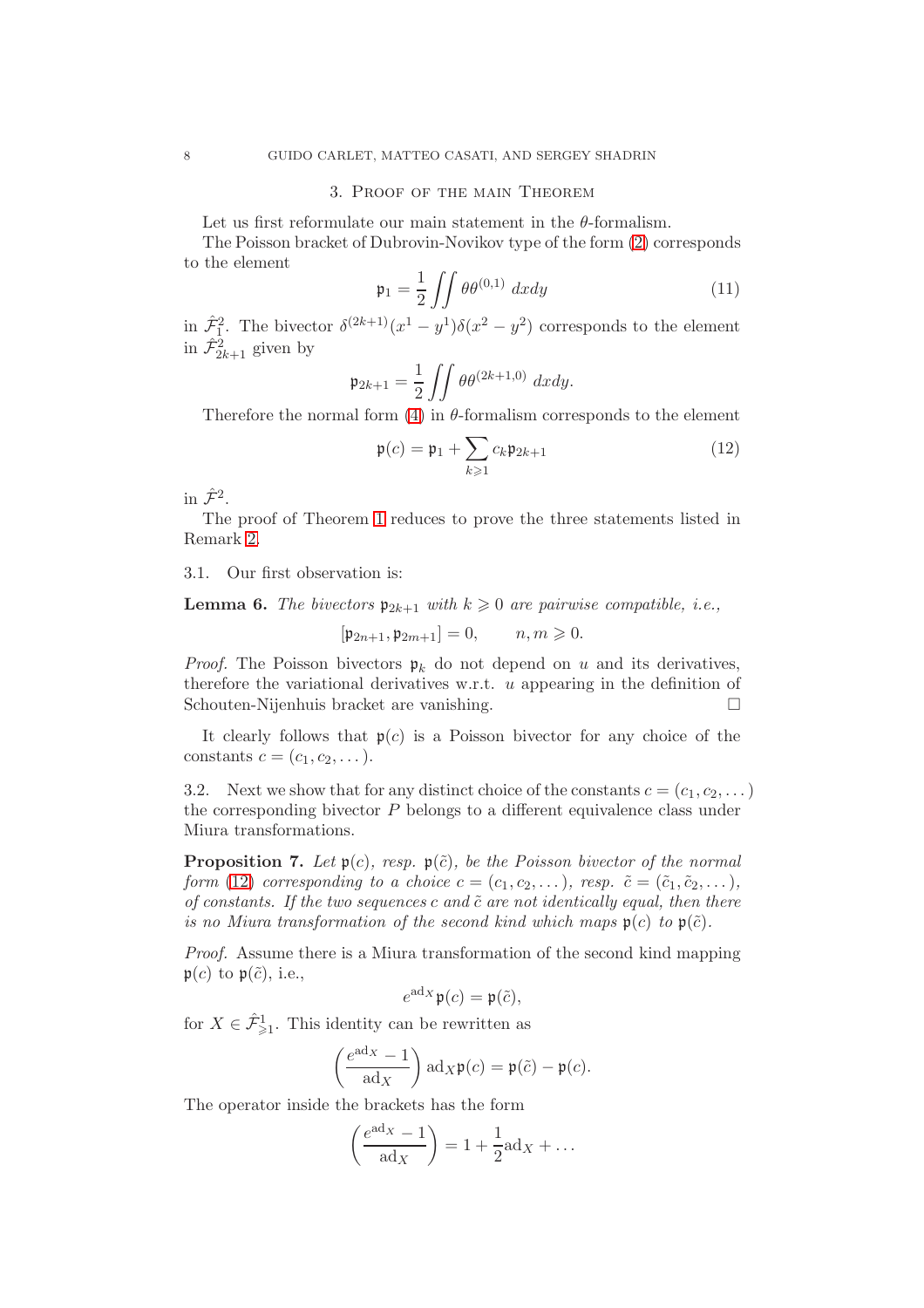## 3. Proof of the main Theorem

Let us first reformulate our main statement in the $\theta$-formalism.

The Poisson bracket of Dubrovin-Novikov type of the form (2) corresponds to the element

$$\mathfrak{p}_1 = \frac{1}{2} \iint \theta\theta^{(0,1)} \, dxdy \tag{11}$$

in $\hat{\mathcal{F}}^2_1$. The bivector $\delta^{(2k+1)}(x^1 - y^1)\delta(x^2 - y^2)$ corresponds to the element in $\hat{\mathcal{F}}^2_{2k+1}$ given by

$$\mathfrak{p}_{2k+1} = \frac{1}{2} \iint \theta\theta^{(2k+1,0)} \, dxdy.$$

Therefore the normal form (4) in $\theta$-formalism corresponds to the element

$$\mathfrak{p}(c) = \mathfrak{p}_1 + \sum_{k \geqslant 1} c_k \mathfrak{p}_{2k+1} \tag{12}$$

in $\hat{\mathcal{F}}^2$.

The proof of Theorem 1 reduces to prove the three statements listed in Remark 2.

3.1. Our first observation is:

**Lemma 6.** *The bivectors $\mathfrak{p}_{2k+1}$ with $k \geqslant 0$ are pairwise compatible, i.e.,*

$$[\mathfrak{p}_{2n+1}, \mathfrak{p}_{2m+1}] = 0, \qquad n, m \geqslant 0.$$

*Proof.* The Poisson bivectors $\mathfrak{p}_k$ do not depend on $u$ and its derivatives, therefore the variational derivatives w.r.t. $u$ appearing in the definition of Schouten-Nijenhuis bracket are vanishing. □

It clearly follows that $\mathfrak{p}(c)$ is a Poisson bivector for any choice of the constants $c = (c_1, c_2, \dots)$.

3.2. Next we show that for any distinct choice of the constants $c = (c_1, c_2, \dots)$ the corresponding bivector $P$ belongs to a different equivalence class under Miura transformations.

**Proposition 7.** *Let $\mathfrak{p}(c)$, resp. $\mathfrak{p}(\tilde{c})$, be the Poisson bivector of the normal form (12) corresponding to a choice $c = (c_1, c_2, \dots)$, resp. $\tilde{c} = (\tilde{c}_1, \tilde{c}_2, \dots)$, of constants. If the two sequences $c$ and $\tilde{c}$ are not identically equal, then there is no Miura transformation of the second kind which maps $\mathfrak{p}(c)$ to $\mathfrak{p}(\tilde{c})$.*

*Proof.* Assume there is a Miura transformation of the second kind mapping $\mathfrak{p}(c)$ to $\mathfrak{p}(\tilde{c})$, i.e.,

$$e^{\mathrm{ad}_X} \mathfrak{p}(c) = \mathfrak{p}(\tilde{c}),$$

for $X \in \hat{\mathcal{F}}^1_{\geqslant 1}$. This identity can be rewritten as

$$\left( \frac{e^{\mathrm{ad}_X} - 1}{\mathrm{ad}_X} \right) \mathrm{ad}_X \mathfrak{p}(c) = \mathfrak{p}(\tilde{c}) - \mathfrak{p}(c).$$

The operator inside the brackets has the form

$$\left( \frac{e^{\mathrm{ad}_X} - 1}{\mathrm{ad}_X} \right) = 1 + \frac{1}{2} \mathrm{ad}_X + \dots$$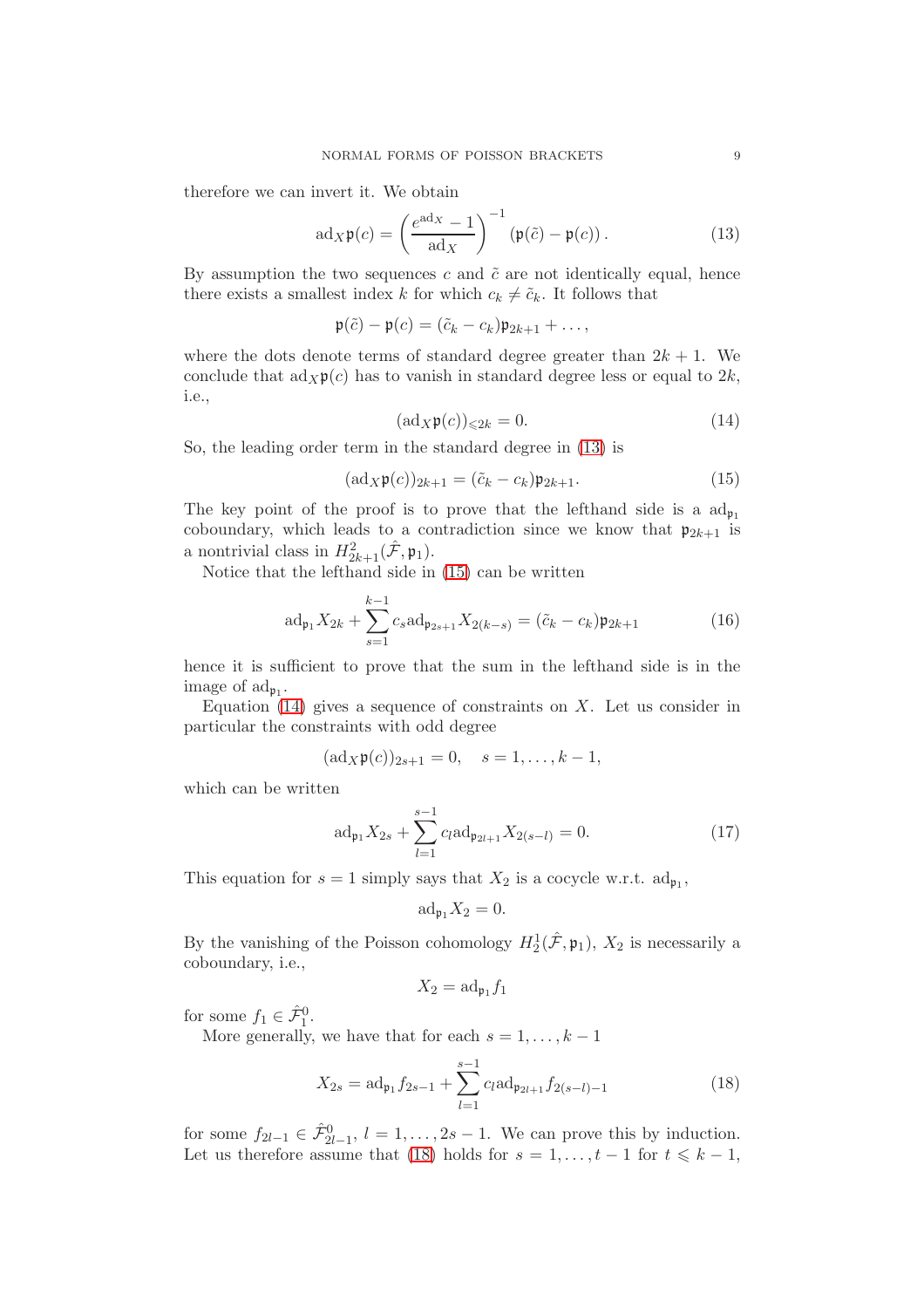therefore we can invert it. We obtain

$$\mathrm{ad}_X \mathfrak{p}(c) = \left( \frac{e^{\mathrm{ad}_X} - 1}{\mathrm{ad}_X} \right)^{-1} \left( \mathfrak{p}(\tilde{c}) - \mathfrak{p}(c) \right). \tag{13}$$

By assumption the two sequences $c$ and $\tilde{c}$ are not identically equal, hence there exists a smallest index $k$ for which $c_k \neq \tilde{c}_k$. It follows that

$$\mathfrak{p}(\tilde{c}) - \mathfrak{p}(c) = (\tilde{c}_k - c_k)\mathfrak{p}_{2k+1} + \dots,$$

where the dots denote terms of standard degree greater than $2k+1$. We conclude that $\mathrm{ad}_X \mathfrak{p}(c)$ has to vanish in standard degree less or equal to $2k$, i.e.,

$$(\mathrm{ad}_X \mathfrak{p}(c))_{\leqslant 2k} = 0. \tag{14}$$

So, the leading order term in the standard degree in (13) is

$$(\mathrm{ad}_X \mathfrak{p}(c))_{2k+1} = (\tilde{c}_k - c_k)\mathfrak{p}_{2k+1}. \tag{15}$$

The key point of the proof is to prove that the lefthand side is a $\mathrm{ad}_{\mathfrak{p}_1}$ coboundary, which leads to a contradiction since we know that $\mathfrak{p}_{2k+1}$ is a nontrivial class in $H^2_{2k+1}(\hat{\mathcal{F}}, \mathfrak{p}_1)$.

Notice that the lefthand side in (15) can be written

$$\mathrm{ad}_{\mathfrak{p}_1} X_{2k} + \sum_{s=1}^{k-1} c_s \mathrm{ad}_{\mathfrak{p}_{2s+1}} X_{2(k-s)} = (\tilde{c}_k - c_k)\mathfrak{p}_{2k+1} \tag{16}$$

hence it is sufficient to prove that the sum in the lefthand side is in the image of $\mathrm{ad}_{\mathfrak{p}_1}$.

Equation (14) gives a sequence of constraints on $X$. Let us consider in particular the constraints with odd degree

$$(\mathrm{ad}_X \mathfrak{p}(c))_{2s+1} = 0, \quad s = 1, \dots, k-1,$$

which can be written

$$\mathrm{ad}_{\mathfrak{p}_1} X_{2s} + \sum_{l=1}^{s-1} c_l \mathrm{ad}_{\mathfrak{p}_{2l+1}} X_{2(s-l)} = 0. \tag{17}$$

This equation for $s = 1$ simply says that $X_2$ is a cocycle w.r.t. $\mathrm{ad}_{\mathfrak{p}_1}$,

$$\mathrm{ad}_{\mathfrak{p}_1} X_2 = 0.$$

By the vanishing of the Poisson cohomology $H^1_2(\hat{\mathcal{F}}, \mathfrak{p}_1)$, $X_2$ is necessarily a coboundary, i.e.,

$$X_2 = \mathrm{ad}_{\mathfrak{p}_1} f_1$$

for some $f_1 \in \hat{\mathcal{F}}^0_1$.

More generally, we have that for each $s = 1, \dots, k-1$

$$X_{2s} = \mathrm{ad}_{\mathfrak{p}_1} f_{2s-1} + \sum_{l=1}^{s-1} c_l \mathrm{ad}_{\mathfrak{p}_{2l+1}} f_{2(s-l)-1} \tag{18}$$

for some $f_{2l-1} \in \hat{\mathcal{F}}^0_{2l-1}$, $l = 1, \dots, 2s-1$. We can prove this by induction. Let us therefore assume that (18) holds for $s = 1, \dots, t-1$ for $t \leqslant k-1$,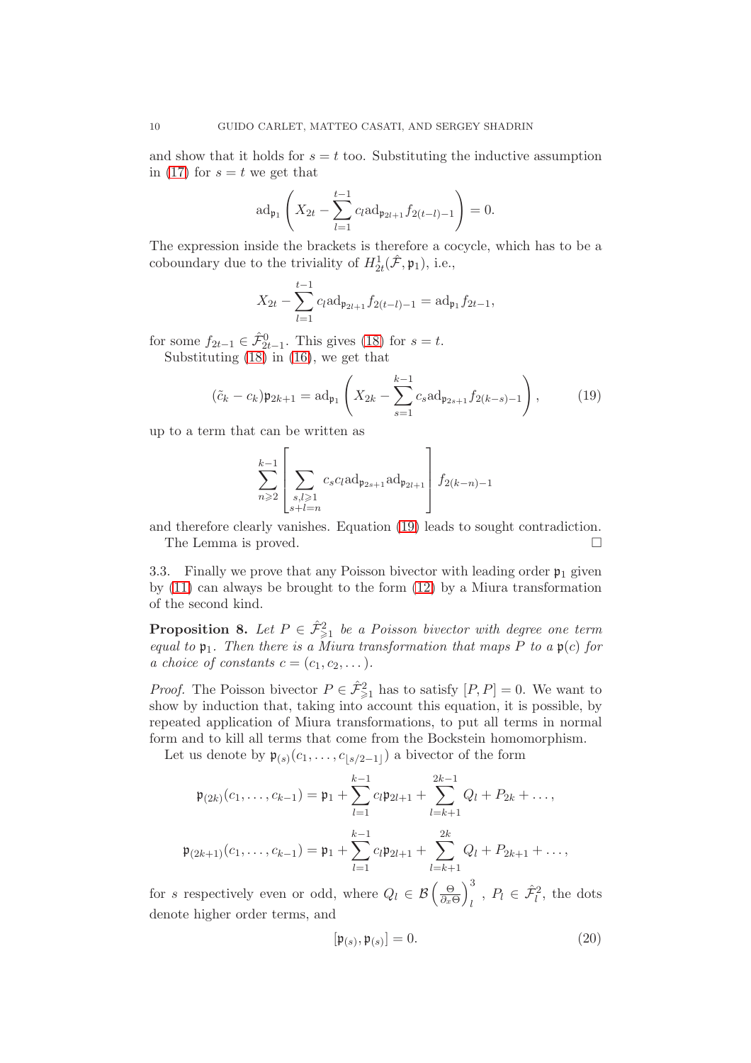and show that it holds for $s = t$ too. Substituting the inductive assumption in (17) for $s = t$ we get that

$$\mathrm{ad}_{\mathfrak{p}_1}\left( X_{2t} - \sum_{l=1}^{t-1} c_l \mathrm{ad}_{\mathfrak{p}_{2l+1}} f_{2(t-l)-1} \right) = 0.$$

The expression inside the brackets is therefore a cocycle, which has to be a coboundary due to the triviality of $H^1_{2t}(\hat{\mathcal{F}}, \mathfrak{p}_1)$, i.e.,

$$X_{2t} - \sum_{l=1}^{t-1} c_l \mathrm{ad}_{\mathfrak{p}_{2l+1}} f_{2(t-l)-1} = \mathrm{ad}_{\mathfrak{p}_1} f_{2t-1},$$

for some $f_{2t-1} \in \hat{\mathcal{F}}^0_{2t-1}$. This gives (18) for $s = t$.

Substituting (18) in (16), we get that

$$(\tilde{c}_k - c_k)\mathfrak{p}_{2k+1} = \mathrm{ad}_{\mathfrak{p}_1}\left( X_{2k} - \sum_{s=1}^{k-1} c_s \mathrm{ad}_{\mathfrak{p}_{2s+1}} f_{2(k-s)-1} \right), \tag{19}$$

up to a term that can be written as

$$\sum_{n\geqslant 2}^{k-1} \left[ \sum_{\substack{s,l\geqslant 1 \\ s+l=n}} c_s c_l \mathrm{ad}_{\mathfrak{p}_{2s+1}} \mathrm{ad}_{\mathfrak{p}_{2l+1}} \right] f_{2(k-n)-1}$$

and therefore clearly vanishes. Equation (19) leads to sought contradiction.

The Lemma is proved. □

3.3. Finally we prove that any Poisson bivector with leading order $\mathfrak{p}_1$ given by (11) can always be brought to the form (12) by a Miura transformation of the second kind.

**Proposition 8.** *Let $P \in \hat{\mathcal{F}}^2_{\geqslant 1}$ be a Poisson bivector with degree one term equal to $\mathfrak{p}_1$. Then there is a Miura transformation that maps $P$ to a $\mathfrak{p}(c)$ for a choice of constants $c = (c_1, c_2, \dots)$.*

*Proof.* The Poisson bivector $P \in \hat{\mathcal{F}}^2_{\geqslant 1}$ has to satisfy $[P, P] = 0$. We want to show by induction that, taking into account this equation, it is possible, by repeated application of Miura transformations, to put all terms in normal form and to kill all terms that come from the Bockstein homomorphism.

Let us denote by $\mathfrak{p}_{(s)}(c_1, \dots, c_{\lfloor s/2-1 \rfloor})$ a bivector of the form

$$\mathfrak{p}_{(2k)}(c_1, \dots, c_{k-1}) = \mathfrak{p}_1 + \sum_{l=1}^{k-1} c_l \mathfrak{p}_{2l+1} + \sum_{l=k+1}^{2k-1} Q_l + P_{2k} + \dots,$$

$$\mathfrak{p}_{(2k+1)}(c_1, \dots, c_{k-1}) = \mathfrak{p}_1 + \sum_{l=1}^{k-1} c_l \mathfrak{p}_{2l+1} + \sum_{l=k+1}^{2k} Q_l + P_{2k+1} + \dots,$$

for $s$ respectively even or odd, where $Q_l \in \mathcal{B}\left(\frac{\Theta}{\partial_x \Theta}\right)^3_l$, $P_l \in \hat{\mathcal{F}}^2_l$, the dots denote higher order terms, and

$$[\mathfrak{p}_{(s)}, \mathfrak{p}_{(s)}] = 0. \tag{20}$$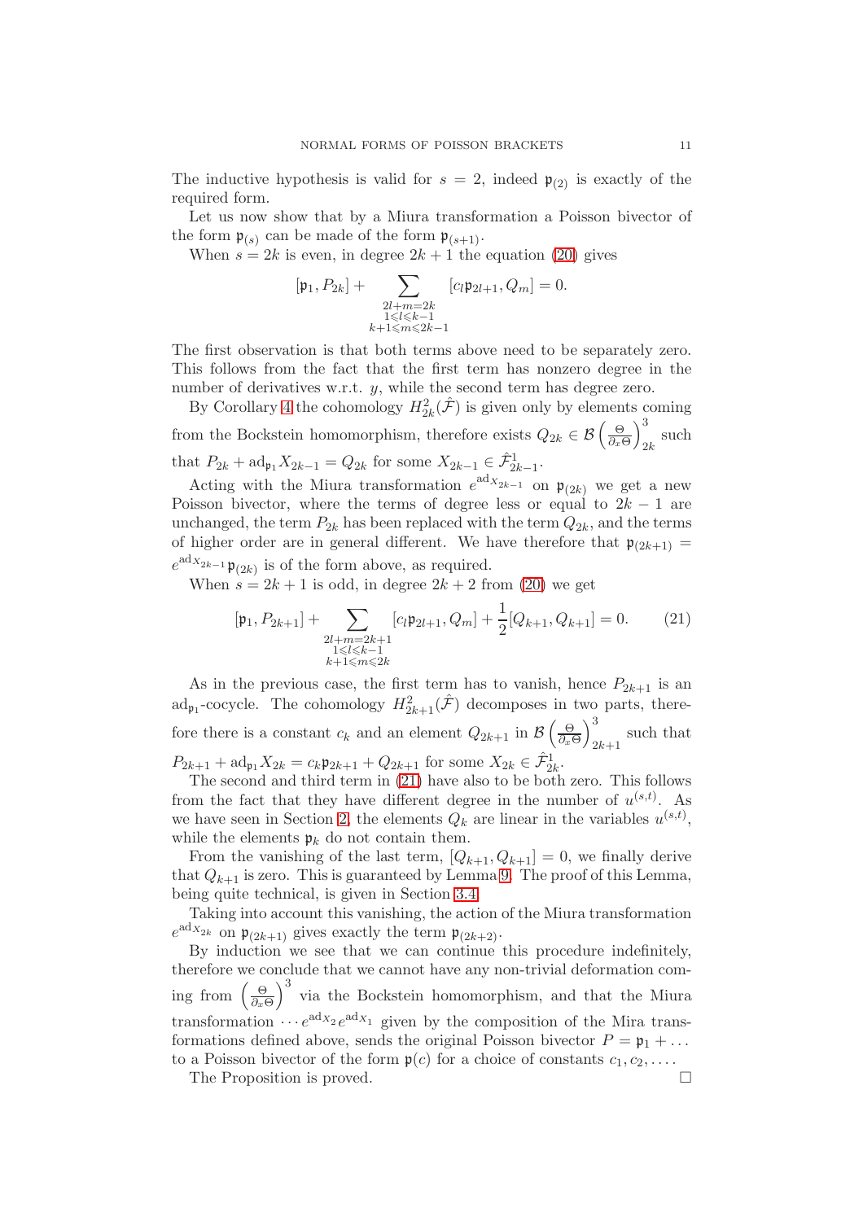The inductive hypothesis is valid for $s = 2$, indeed $\mathfrak{p}_{(2)}$ is exactly of the required form.

Let us now show that by a Miura transformation a Poisson bivector of the form $\mathfrak{p}_{(s)}$ can be made of the form $\mathfrak{p}_{(s+1)}$.

When $s = 2k$ is even, in degree $2k+1$ the equation (20) gives

$$[\mathfrak{p}_1, P_{2k}] + \sum_{\substack{2l+m=2k \\ 1 \leqslant l \leqslant k-1 \\ k+1 \leqslant m \leqslant 2k-1}} [c_l \mathfrak{p}_{2l+1}, Q_m] = 0.$$

The first observation is that both terms above need to be separately zero. This follows from the fact that the first term has nonzero degree in the number of derivatives w.r.t. $y$, while the second term has degree zero.

By Corollary 4 the cohomology $H^2_{2k}(\hat{\mathcal{F}})$ is given only by elements coming from the Bockstein homomorphism, therefore exists $Q_{2k} \in \mathcal{B}\left(\frac{\Theta}{\partial_x \Theta}\right)^3_{2k}$ such that $P_{2k} + \mathrm{ad}_{\mathfrak{p}_1} X_{2k-1} = Q_{2k}$ for some $X_{2k-1} \in \hat{\mathcal{F}}^1_{2k-1}$.

Acting with the Miura transformation $e^{\mathrm{ad}_{X_{2k-1}}}$ on $\mathfrak{p}_{(2k)}$ we get a new Poisson bivector, where the terms of degree less or equal to $2k-1$ are unchanged, the term $P_{2k}$ has been replaced with the term $Q_{2k}$, and the terms of higher order are in general different. We have therefore that $\mathfrak{p}_{(2k+1)} = e^{\mathrm{ad}_{X_{2k-1}}} \mathfrak{p}_{(2k)}$ is of the form above, as required.

When $s = 2k+1$ is odd, in degree $2k+2$ from (20) we get

$$[\mathfrak{p}_1, P_{2k+1}] + \sum_{\substack{2l+m=2k+1 \\ 1 \leqslant l \leqslant k-1 \\ k+1 \leqslant m \leqslant 2k}} [c_l \mathfrak{p}_{2l+1}, Q_m] + \frac{1}{2}[Q_{k+1}, Q_{k+1}] = 0. \tag{21}$$

As in the previous case, the first term has to vanish, hence $P_{2k+1}$ is an $\mathrm{ad}_{\mathfrak{p}_1}$-cocycle. The cohomology $H^2_{2k+1}(\hat{\mathcal{F}})$ decomposes in two parts, therefore there is a constant $c_k$ and an element $Q_{2k+1}$ in $\mathcal{B}\left(\frac{\Theta}{\partial_x \Theta}\right)^3_{2k+1}$ such that $P_{2k+1} + \mathrm{ad}_{\mathfrak{p}_1} X_{2k} = c_k \mathfrak{p}_{2k+1} + Q_{2k+1}$ for some $X_{2k} \in \hat{\mathcal{F}}^1_{2k}$.

The second and third term in (21) have also to be both zero. This follows from the fact that they have different degree in the number of $u^{(s,t)}$. As we have seen in Section 2, the elements $Q_k$ are linear in the variables $u^{(s,t)}$, while the elements $\mathfrak{p}_k$ do not contain them.

From the vanishing of the last term, $[Q_{k+1}, Q_{k+1}] = 0$, we finally derive that $Q_{k+1}$ is zero. This is guaranteed by Lemma 9. The proof of this Lemma, being quite technical, is given in Section 3.4.

Taking into account this vanishing, the action of the Miura transformation $e^{\mathrm{ad}_{X_{2k}}}$ on $\mathfrak{p}_{(2k+1)}$ gives exactly the term $\mathfrak{p}_{(2k+2)}$.

By induction we see that we can continue this procedure indefinitely, therefore we conclude that we cannot have any non-trivial deformation coming from $\left(\frac{\Theta}{\partial_x \Theta}\right)^3$ via the Bockstein homomorphism, and that the Miura transformation $\cdots e^{\mathrm{ad}_{X_2}} e^{\mathrm{ad}_{X_1}}$ given by the composition of the Mira transformations defined above, sends the original Poisson bivector $P = \mathfrak{p}_1 + \ldots$ to a Poisson bivector of the form $\mathfrak{p}(c)$ for a choice of constants $c_1, c_2, \ldots$.

The Proposition is proved. □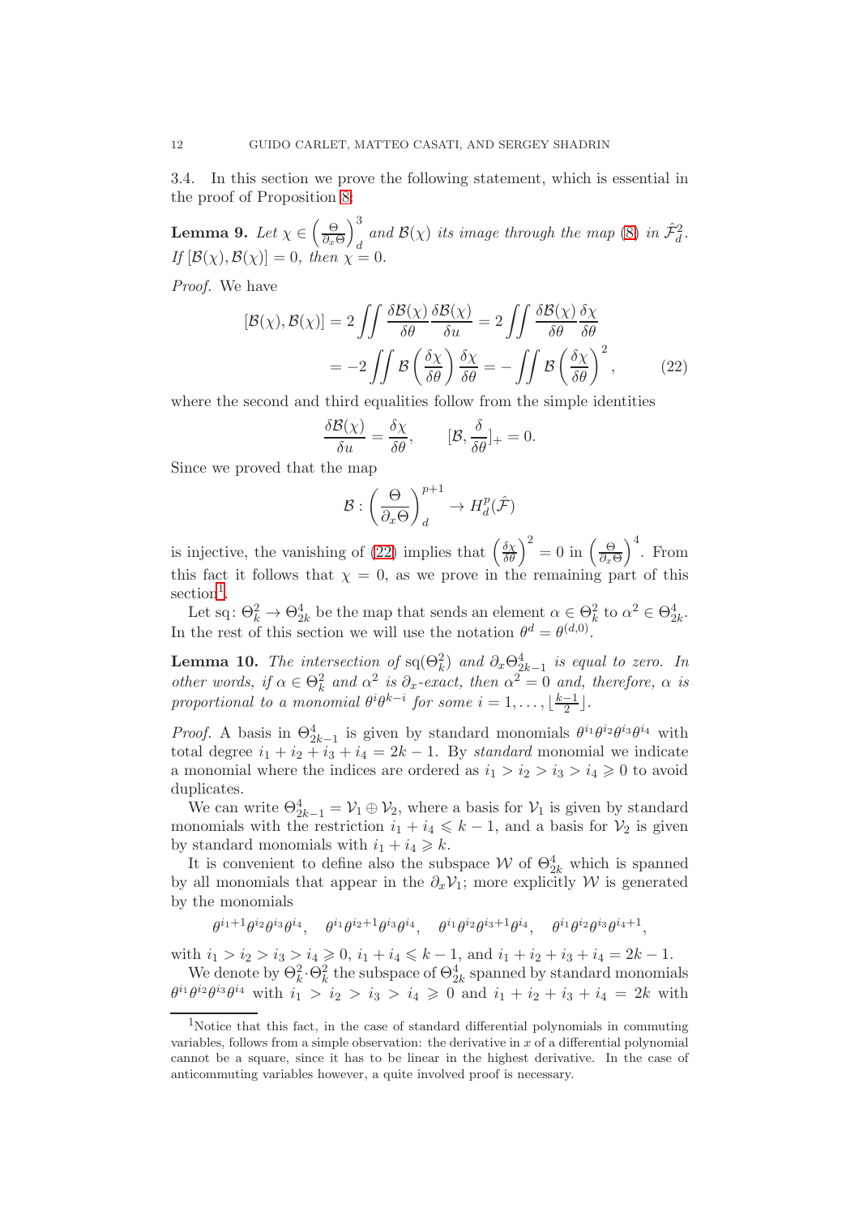3.4. In this section we prove the following statement, which is essential in the proof of Proposition 8:

**Lemma 9.** *Let $\chi \in \left(\frac{\Theta}{\partial_x \Theta}\right)^3_d$ and $\mathcal{B}(\chi)$ its image through the map (8) in $\hat{\mathcal{F}}^2_d$. If $[\mathcal{B}(\chi), \mathcal{B}(\chi)] = 0$, then $\chi = 0$.*

*Proof.* We have

$$
\begin{aligned}
[\mathcal{B}(\chi), \mathcal{B}(\chi)] &= 2 \iint \frac{\delta \mathcal{B}(\chi)}{\delta \theta} \frac{\delta \mathcal{B}(\chi)}{\delta u} = 2 \iint \frac{\delta \mathcal{B}(\chi)}{\delta \theta} \frac{\delta \chi}{\delta \theta} \\
&= -2 \iint \mathcal{B}\left(\frac{\delta \chi}{\delta \theta}\right) \frac{\delta \chi}{\delta \theta} = - \iint \mathcal{B}\left(\frac{\delta \chi}{\delta \theta}\right)^2, \qquad (22)
\end{aligned}
$$

where the second and third equalities follow from the simple identities

$$
\frac{\delta \mathcal{B}(\chi)}{\delta u} = \frac{\delta \chi}{\delta \theta}, \qquad [\mathcal{B}, \frac{\delta}{\delta \theta}]_+ = 0.
$$

Since we proved that the map

$$
\mathcal{B} : \left(\frac{\Theta}{\partial_x \Theta}\right)^{p+1}_d \to H^p_d(\hat{\mathcal{F}})
$$

is injective, the vanishing of (22) implies that $\left(\frac{\delta \chi}{\delta \theta}\right)^2 = 0$ in $\left(\frac{\Theta}{\partial_x \Theta}\right)^4$. From this fact it follows that $\chi = 0$, as we prove in the remaining part of this section[1]. □

Let $\mathrm{sq}\colon \Theta^2_k \to \Theta^4_{2k}$ be the map that sends an element $\alpha \in \Theta^2_k$ to $\alpha^2 \in \Theta^4_{2k}$. In the rest of this section we will use the notation $\theta^d = \theta^{(d,0)}$.

**Lemma 10.** *The intersection of $\mathrm{sq}(\Theta^2_k)$ and $\partial_x \Theta^4_{2k-1}$ is equal to zero. In other words, if $\alpha \in \Theta^2_k$ and $\alpha^2$ is $\partial_x$-exact, then $\alpha^2 = 0$ and, therefore, $\alpha$ is proportional to a monomial $\theta^i \theta^{k-i}$ for some $i = 1, \dots, \lfloor \frac{k-1}{2} \rfloor$.*

*Proof.* A basis in $\Theta^4_{2k-1}$ is given by standard monomials $\theta^{i_1}\theta^{i_2}\theta^{i_3}\theta^{i_4}$ with total degree $i_1 + i_2 + i_3 + i_4 = 2k - 1$. By *standard* monomial we indicate a monomial where the indices are ordered as $i_1 > i_2 > i_3 > i_4 \geqslant 0$ to avoid duplicates.

We can write $\Theta^4_{2k-1} = \mathcal{V}_1 \oplus \mathcal{V}_2$, where a basis for $\mathcal{V}_1$ is given by standard monomials with the restriction $i_1 + i_4 \leqslant k - 1$, and a basis for $\mathcal{V}_2$ is given by standard monomials with $i_1 + i_4 \geqslant k$.

It is convenient to define also the subspace $\mathcal{W}$ of $\Theta^4_{2k}$ which is spanned by all monomials that appear in the $\partial_x \mathcal{V}_1$; more explicitly $\mathcal{W}$ is generated by the monomials

$$
\theta^{i_1+1}\theta^{i_2}\theta^{i_3}\theta^{i_4}, \quad \theta^{i_1}\theta^{i_2+1}\theta^{i_3}\theta^{i_4}, \quad \theta^{i_1}\theta^{i_2}\theta^{i_3+1}\theta^{i_4}, \quad \theta^{i_1}\theta^{i_2}\theta^{i_3}\theta^{i_4+1},
$$

with $i_1 > i_2 > i_3 > i_4 \geqslant 0$, $i_1 + i_4 \leqslant k - 1$, and $i_1 + i_2 + i_3 + i_4 = 2k - 1$.

We denote by $\Theta^2_k \cdot \Theta^2_k$ the subspace of $\Theta^4_{2k}$ spanned by standard monomials $\theta^{i_1}\theta^{i_2}\theta^{i_3}\theta^{i_4}$ with $i_1 > i_2 > i_3 > i_4 \geqslant 0$ and $i_1 + i_2 + i_3 + i_4 = 2k$ with

---

[1] Notice that this fact, in the case of standard differential polynomials in commuting variables, follows from a simple observation: the derivative in $x$ of a differential polynomial cannot be a square, since it has to be linear in the highest derivative. In the case of anticommuting variables however, a quite involved proof is necessary.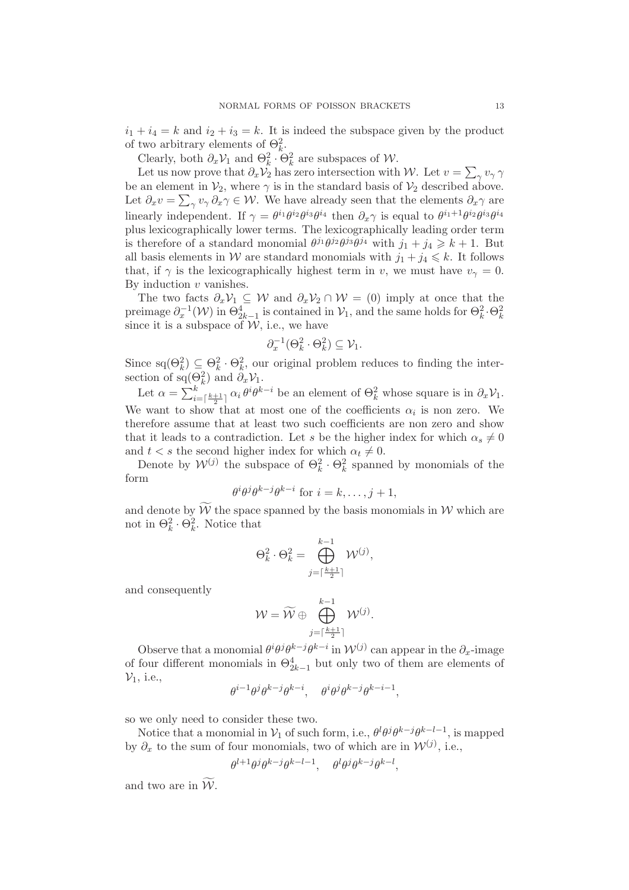$i_1 + i_4 = k$ and $i_2 + i_3 = k$. It is indeed the subspace given by the product of two arbitrary elements of $\Theta^2_k$.

Clearly, both $\partial_x \mathcal{V}_1$ and $\Theta^2_k \cdot \Theta^2_k$ are subspaces of $\mathcal{W}$.

Let us now prove that $\partial_x \mathcal{V}_2$ has zero intersection with $\mathcal{W}$. Let $v = \sum_\gamma v_\gamma \, \gamma$ be an element in $\mathcal{V}_2$, where $\gamma$ is in the standard basis of $\mathcal{V}_2$ described above. Let $\partial_x v = \sum_\gamma v_\gamma \, \partial_x \gamma \in \mathcal{W}$. We have already seen that the elements $\partial_x \gamma$ are linearly independent. If $\gamma = \theta^{i_1}\theta^{i_2}\theta^{i_3}\theta^{i_4}$ then $\partial_x \gamma$ is equal to $\theta^{i_1+1}\theta^{i_2}\theta^{i_3}\theta^{i_4}$ plus lexicographically lower terms. The lexicographically leading order term is therefore of a standard monomial $\theta^{j_1}\theta^{j_2}\theta^{j_3}\theta^{j_4}$ with $j_1 + j_4 \geqslant k+1$. But all basis elements in $\mathcal{W}$ are standard monomials with $j_1 + j_4 \leqslant k$. It follows that, if $\gamma$ is the lexicographically highest term in $v$, we must have $v_\gamma = 0$. By induction $v$ vanishes.

The two facts $\partial_x \mathcal{V}_1 \subseteq \mathcal{W}$ and $\partial_x \mathcal{V}_2 \cap \mathcal{W} = (0)$ imply at once that the preimage $\partial_x^{-1}(\mathcal{W})$ in $\Theta^4_{2k-1}$ is contained in $\mathcal{V}_1$, and the same holds for $\Theta^2_k \cdot \Theta^2_k$ since it is a subspace of $\mathcal{W}$, i.e., we have

$$\partial_x^{-1}(\Theta^2_k \cdot \Theta^2_k) \subseteq \mathcal{V}_1.$$

Since $\mathrm{sq}(\Theta^2_k) \subseteq \Theta^2_k \cdot \Theta^2_k$, our original problem reduces to finding the intersection of $\mathrm{sq}(\Theta^2_k)$ and $\partial_x \mathcal{V}_1$.

Let $\alpha = \sum_{i=\lceil\frac{k+1}{2}\rceil}^{k} \alpha_i \, \theta^i \theta^{k-i}$ be an element of $\Theta^2_k$ whose square is in $\partial_x \mathcal{V}_1$. We want to show that at most one of the coefficients $\alpha_i$ is non zero. We therefore assume that at least two such coefficients are non zero and show that it leads to a contradiction. Let $s$ be the higher index for which $\alpha_s \neq 0$ and $t < s$ the second higher index for which $\alpha_t \neq 0$.

Denote by $\mathcal{W}^{(j)}$ the subspace of $\Theta^2_k \cdot \Theta^2_k$ spanned by monomials of the form

$$\theta^i \theta^j \theta^{k-j} \theta^{k-i} \text{ for } i = k, \ldots, j+1,$$

and denote by $\widetilde{\mathcal{W}}$ the space spanned by the basis monomials in $\mathcal{W}$ which are not in $\Theta^2_k \cdot \Theta^2_k$. Notice that

$$\Theta^2_k \cdot \Theta^2_k = \bigoplus_{j=\lceil\frac{k+1}{2}\rceil}^{k-1} \mathcal{W}^{(j)},$$

and consequently

$$\mathcal{W} = \widetilde{\mathcal{W}} \oplus \bigoplus_{j=\lceil\frac{k+1}{2}\rceil}^{k-1} \mathcal{W}^{(j)}.$$

Observe that a monomial $\theta^i \theta^j \theta^{k-j} \theta^{k-i}$ in $\mathcal{W}^{(j)}$ can appear in the $\partial_x$-image of four different monomials in $\Theta^4_{2k-1}$ but only two of them are elements of $\mathcal{V}_1$, i.e.,

$$\theta^{i-1}\theta^j\theta^{k-j}\theta^{k-i}, \quad \theta^i\theta^j\theta^{k-j}\theta^{k-i-1},$$

so we only need to consider these two.

Notice that a monomial in $\mathcal{V}_1$ of such form, i.e., $\theta^l\theta^j\theta^{k-j}\theta^{k-l-1}$, is mapped by $\partial_x$ to the sum of four monomials, two of which are in $\mathcal{W}^{(j)}$, i.e.,

$$\theta^{l+1}\theta^j\theta^{k-j}\theta^{k-l-1}, \quad \theta^l\theta^j\theta^{k-j}\theta^{k-l},$$

and two are in $\widetilde{\mathcal{W}}$.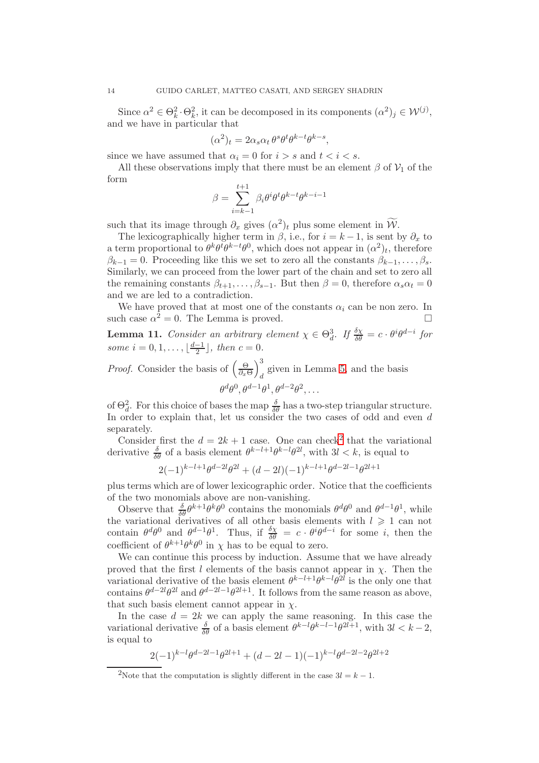Since $\alpha^2 \in \Theta^2_k \cdot \Theta^2_k$, it can be decomposed in its components $(\alpha^2)_j \in \mathcal{W}^{(j)}$, and we have in particular that

$$(\alpha^2)_t = 2\alpha_s\alpha_t\, \theta^s\theta^t\theta^{k-t}\theta^{k-s},$$

since we have assumed that $\alpha_i = 0$ for $i > s$ and $t < i < s$.

All these observations imply that there must be an element $\beta$ of $\mathcal{V}_1$ of the form

$$\beta = \sum_{i=k-1}^{t+1} \beta_i \theta^i\theta^t\theta^{k-t}\theta^{k-i-1}$$

such that its image through $\partial_x$ gives $(\alpha^2)_t$ plus some element in $\widetilde{\mathcal{W}}$.

The lexicographically higher term in $\beta$, i.e., for $i = k-1$, is sent by $\partial_x$ to a term proportional to $\theta^k\theta^t\theta^{k-t}\theta^0$, which does not appear in $(\alpha^2)_t$, therefore $\beta_{k-1} = 0$. Proceeding like this we set to zero all the constants $\beta_{k-1}, \ldots, \beta_s$. Similarly, we can proceed from the lower part of the chain and set to zero all the remaining constants $\beta_{t+1}, \ldots, \beta_{s-1}$. But then $\beta = 0$, therefore $\alpha_s\alpha_t = 0$ and we are led to a contradiction.

We have proved that at most one of the constants $\alpha_i$ can be non zero. In such case $\alpha^2 = 0$. The Lemma is proved. □

**Lemma 11.** *Consider an arbitrary element $\chi \in \Theta^3_d$. If $\frac{\delta\chi}{\delta\theta} = c\cdot\theta^i\theta^{d-i}$ for some $i = 0, 1, \ldots, \lfloor\frac{d-1}{2}\rfloor$, then $c = 0$.*

*Proof.* Consider the basis of $\left(\frac{\Theta}{\partial_x\Theta}\right)^3_d$ given in Lemma 5, and the basis

$$\theta^d\theta^0, \theta^{d-1}\theta^1, \theta^{d-2}\theta^2, \ldots$$

of $\Theta^2_d$. For this choice of bases the map $\frac{\delta}{\delta\theta}$ has a two-step triangular structure. In order to explain that, let us consider the two cases of odd and even $d$ separately.

Consider first the $d = 2k+1$ case. One can check[2] that the variational derivative $\frac{\delta}{\delta\theta}$ of a basis element $\theta^{k-l+1}\theta^{k-l}\theta^{2l}$, with $3l < k$, is equal to

$$2(-1)^{k-l+1}\theta^{d-2l}\theta^{2l} + (d-2l)(-1)^{k-l+1}\theta^{d-2l-1}\theta^{2l+1}$$

plus terms which are of lower lexicographic order. Notice that the coefficients of the two monomials above are non-vanishing.

Observe that $\frac{\delta}{\delta\theta}\theta^{k+1}\theta^k\theta^0$ contains the monomials $\theta^d\theta^0$ and $\theta^{d-1}\theta^1$, while the variational derivatives of all other basis elements with $l \geqslant 1$ can not contain $\theta^d\theta^0$ and $\theta^{d-1}\theta^1$. Thus, if $\frac{\delta\chi}{\delta\theta} = c\cdot\theta^i\theta^{d-i}$ for some $i$, then the coefficient of $\theta^{k+1}\theta^k\theta^0$ in $\chi$ has to be equal to zero.

We can continue this process by induction. Assume that we have already proved that the first $l$ elements of the basis cannot appear in $\chi$. Then the variational derivative of the basis element $\theta^{k-l+1}\theta^{k-l}\theta^{2l}$ is the only one that contains $\theta^{d-2l}\theta^{2l}$ and $\theta^{d-2l-1}\theta^{2l+1}$. It follows from the same reason as above, that such basis element cannot appear in $\chi$.

In the case $d = 2k$ we can apply the same reasoning. In this case the variational derivative $\frac{\delta}{\delta\theta}$ of a basis element $\theta^{k-l}\theta^{k-l-1}\theta^{2l+1}$, with $3l < k-2$, is equal to

$$2(-1)^{k-l}\theta^{d-2l-1}\theta^{2l+1} + (d-2l-1)(-1)^{k-l}\theta^{d-2l-2}\theta^{2l+2}$$

[2] Note that the computation is slightly different in the case $3l = k-1$.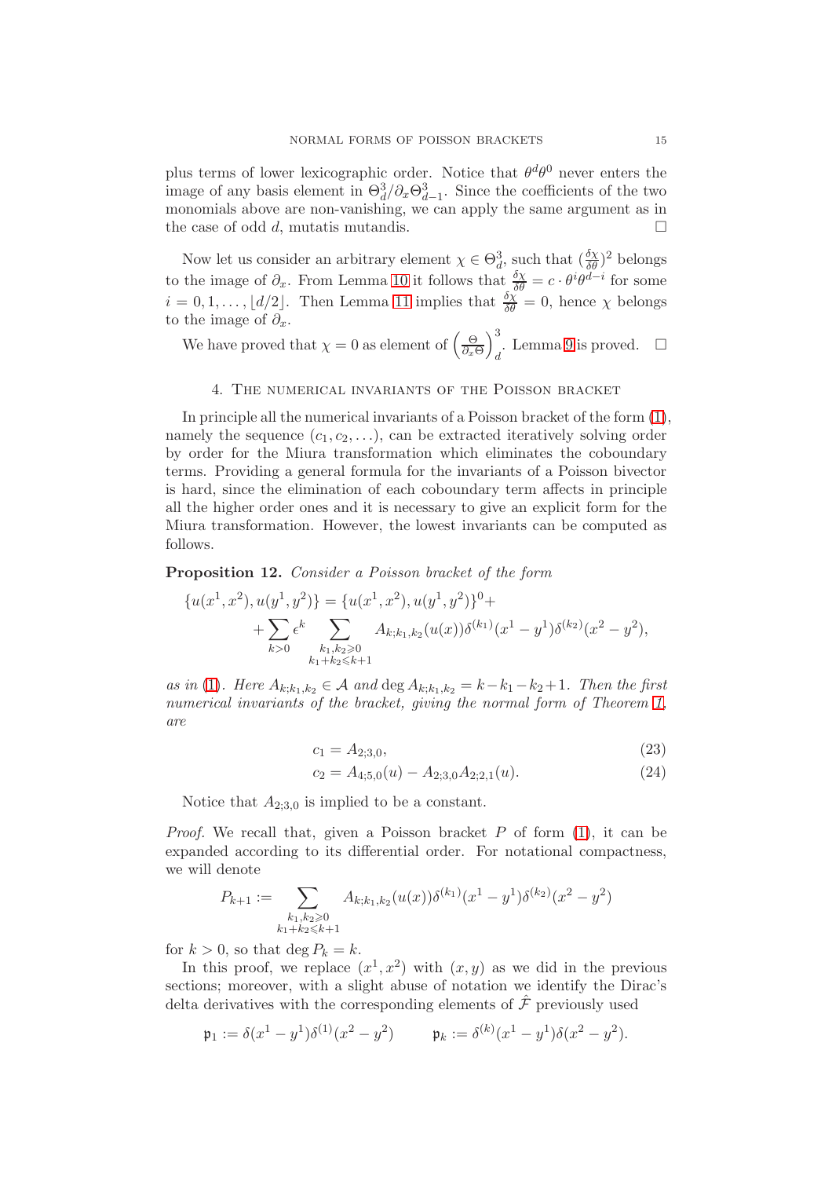plus terms of lower lexicographic order. Notice that $\theta^d\theta^0$ never enters the image of any basis element in $\Theta^3_d/\partial_x\Theta^3_{d-1}$. Since the coefficients of the two monomials above are non-vanishing, we can apply the same argument as in the case of odd $d$, mutatis mutandis. □

Now let us consider an arbitrary element $\chi \in \Theta^3_d$, such that $(\frac{\delta\chi}{\delta\theta})^2$ belongs to the image of $\partial_x$. From Lemma 10 it follows that $\frac{\delta\chi}{\delta\theta} = c\cdot\theta^i\theta^{d-i}$ for some $i = 0, 1, \ldots, \lfloor d/2 \rfloor$. Then Lemma 11 implies that $\frac{\delta\chi}{\delta\theta} = 0$, hence $\chi$ belongs to the image of $\partial_x$.

We have proved that $\chi = 0$ as element of $\left(\frac{\Theta}{\partial_x\Theta}\right)^3_d$. Lemma 9 is proved. □

## 4. The numerical invariants of the Poisson bracket

In principle all the numerical invariants of a Poisson bracket of the form (1), namely the sequence $(c_1, c_2, \ldots)$, can be extracted iteratively solving order by order for the Miura transformation which eliminates the coboundary terms. Providing a general formula for the invariants of a Poisson bivector is hard, since the elimination of each coboundary term affects in principle all the higher order ones and it is necessary to give an explicit form for the Miura transformation. However, the lowest invariants can be computed as follows.

**Proposition 12.** *Consider a Poisson bracket of the form*

$$\{u(x^1,x^2), u(y^1,y^2)\} = \{u(x^1,x^2), u(y^1,y^2)\}^0 + \\ + \sum_{k>0} \epsilon^k \sum_{\substack{k_1,k_2\geqslant 0\\ k_1+k_2\leqslant k+1}} A_{k;k_1,k_2}(u(x))\delta^{(k_1)}(x^1-y^1)\delta^{(k_2)}(x^2-y^2),$$

*as in* (1)*. Here $A_{k;k_1,k_2} \in \mathcal{A}$ and $\deg A_{k;k_1,k_2} = k - k_1 - k_2 + 1$. Then the first numerical invariants of the bracket, giving the normal form of Theorem 1, are*

$$c_1 = A_{2;3,0}, \tag{23}$$

$$c_2 = A_{4;5,0}(u) - A_{2;3,0}A_{2;2,1}(u). \tag{24}$$

Notice that $A_{2;3,0}$ is implied to be a constant.

*Proof.* We recall that, given a Poisson bracket $P$ of form (1), it can be expanded according to its differential order. For notational compactness, we will denote

$$P_{k+1} := \sum_{\substack{k_1,k_2\geqslant 0\\ k_1+k_2\leqslant k+1}} A_{k;k_1,k_2}(u(x))\delta^{(k_1)}(x^1-y^1)\delta^{(k_2)}(x^2-y^2)$$

for $k > 0$, so that $\deg P_k = k$.

In this proof, we replace $(x^1, x^2)$ with $(x, y)$ as we did in the previous sections; moreover, with a slight abuse of notation we identify the Dirac's delta derivatives with the corresponding elements of $\hat{\mathcal{F}}$ previously used

$$\mathfrak{p}_1 := \delta(x^1-y^1)\delta^{(1)}(x^2-y^2) \qquad \mathfrak{p}_k := \delta^{(k)}(x^1-y^1)\delta(x^2-y^2).$$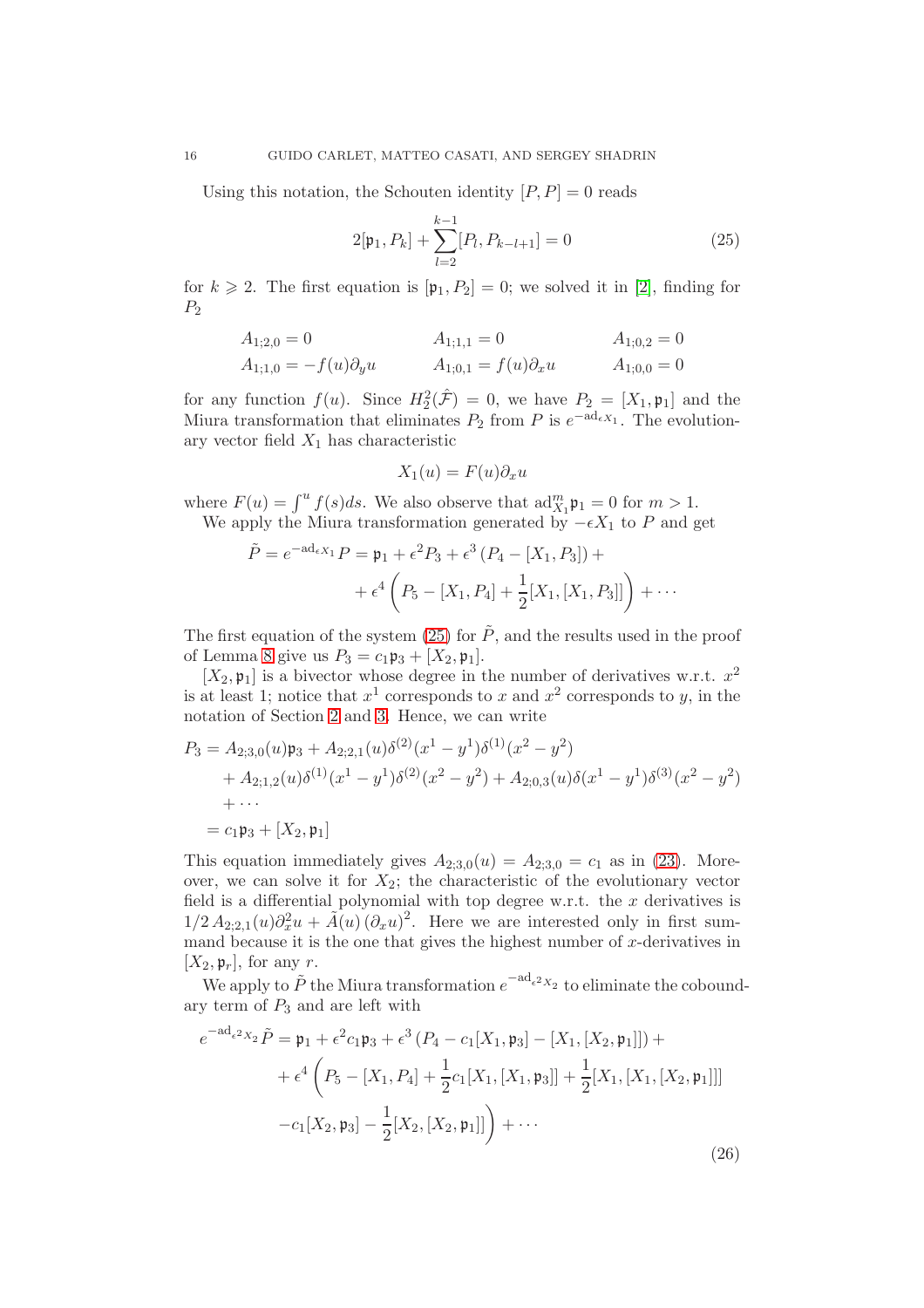Using this notation, the Schouten identity $[P,P]=0$ reads

$$2[\mathfrak{p}_1, P_k] + \sum_{l=2}^{k-1} [P_l, P_{k-l+1}] = 0 \tag{25}$$

for $k \geqslant 2$. The first equation is $[\mathfrak{p}_1, P_2] = 0$; we solved it in [2], finding for $P_2$

$$\begin{aligned}
&A_{1;2,0} = 0 && A_{1;1,1} = 0 && A_{1;0,2} = 0 \\
&A_{1;1,0} = -f(u)\partial_y u && A_{1;0,1} = f(u)\partial_x u && A_{1;0,0} = 0
\end{aligned}$$

for any function $f(u)$. Since $H^2_2(\hat{\mathcal{F}}) = 0$, we have $P_2 = [X_1, \mathfrak{p}_1]$ and the Miura transformation that eliminates $P_2$ from $P$ is $e^{-\mathrm{ad}_{\epsilon X_1}}$. The evolutionary vector field $X_1$ has characteristic

$$X_1(u) = F(u)\partial_x u$$

where $F(u) = \int^u f(s)ds$. We also observe that $\mathrm{ad}^m_{X_1}\mathfrak{p}_1 = 0$ for $m > 1$.

We apply the Miura transformation generated by $-\epsilon X_1$ to $P$ and get

$$\begin{aligned}
\tilde{P} = e^{-\mathrm{ad}_{\epsilon X_1}} P = \mathfrak{p}_1 + \epsilon^2 P_3 + \epsilon^3 \left(P_4 - [X_1, P_3]\right) + \\
+ \epsilon^4 \left( P_5 - [X_1, P_4] + \frac{1}{2}[X_1, [X_1, P_3]] \right) + \cdots
\end{aligned}$$

The first equation of the system (25) for $\tilde{P}$, and the results used in the proof of Lemma 8 give us $P_3 = c_1 \mathfrak{p}_3 + [X_2, \mathfrak{p}_1]$.

$[X_2, \mathfrak{p}_1]$ is a bivector whose degree in the number of derivatives w.r.t. $x^2$ is at least 1; notice that $x^1$ corresponds to $x$ and $x^2$ corresponds to $y$, in the notation of Section 2 and 3. Hence, we can write

$$\begin{aligned}
P_3 &= A_{2;3,0}(u)\mathfrak{p}_3 + A_{2;2,1}(u)\delta^{(2)}(x^1 - y^1)\delta^{(1)}(x^2 - y^2) \\
&\quad + A_{2;1,2}(u)\delta^{(1)}(x^1 - y^1)\delta^{(2)}(x^2 - y^2) + A_{2;0,3}(u)\delta(x^1 - y^1)\delta^{(3)}(x^2 - y^2) \\
&\quad + \cdots \\
&= c_1 \mathfrak{p}_3 + [X_2, \mathfrak{p}_1]
\end{aligned}$$

This equation immediately gives $A_{2;3,0}(u) = A_{2;3,0} = c_1$ as in (23). Moreover, we can solve it for $X_2$; the characteristic of the evolutionary vector field is a differential polynomial with top degree w.r.t. the $x$ derivatives is $1/2\, A_{2;2,1}(u)\partial_x^2 u + \tilde{A}(u)\left(\partial_x u\right)^2$. Here we are interested only in first summand because it is the one that gives the highest number of $x$-derivatives in $[X_2, \mathfrak{p}_r]$, for any $r$.

We apply to $\tilde{P}$ the Miura transformation $e^{-\mathrm{ad}_{\epsilon^2 X_2}}$ to eliminate the coboundary term of $P_3$ and are left with

$$\begin{aligned}
e^{-\mathrm{ad}_{\epsilon^2 X_2}}\tilde{P} = \mathfrak{p}_1 + \epsilon^2 c_1 \mathfrak{p}_3 + \epsilon^3 \left(P_4 - c_1[X_1, \mathfrak{p}_3] - [X_1, [X_2, \mathfrak{p}_1]]\right) + \\
+ \epsilon^4 \left( P_5 - [X_1, P_4] + \frac{1}{2}c_1[X_1, [X_1, \mathfrak{p}_3]] + \frac{1}{2}[X_1, [X_1, [X_2, \mathfrak{p}_1]]] \right. \\
\left. - c_1[X_2, \mathfrak{p}_3] - \frac{1}{2}[X_2, [X_2, \mathfrak{p}_1]] \right) + \cdots
\end{aligned} \tag{26}$$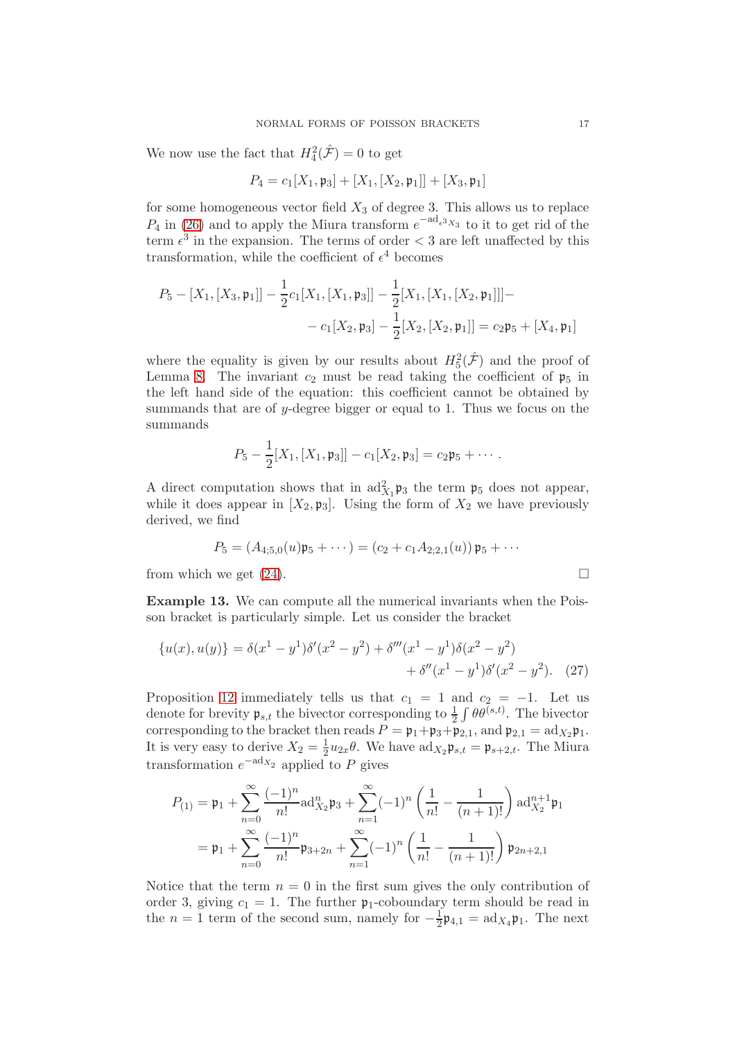We now use the fact that $H^2_4(\hat{\mathcal{F}}) = 0$ to get

$$P_4 = c_1[X_1, \mathfrak{p}_3] + [X_1, [X_2, \mathfrak{p}_1]] + [X_3, \mathfrak{p}_1]$$

for some homogeneous vector field $X_3$ of degree 3. This allows us to replace $P_4$ in (26) and to apply the Miura transform $e^{-\mathrm{ad}_{\epsilon^3 X_3}}$ to it to get rid of the term $\epsilon^3$ in the expansion. The terms of order $< 3$ are left unaffected by this transformation, while the coefficient of $\epsilon^4$ becomes

$$P_5 - [X_1, [X_3, \mathfrak{p}_1]] - \frac{1}{2}c_1[X_1, [X_1, \mathfrak{p}_3]] - \frac{1}{2}[X_1, [X_1, [X_2, \mathfrak{p}_1]]] - \\ - c_1[X_2, \mathfrak{p}_3] - \frac{1}{2}[X_2, [X_2, \mathfrak{p}_1]] = c_2\mathfrak{p}_5 + [X_4, \mathfrak{p}_1]$$

where the equality is given by our results about $H^2_5(\hat{\mathcal{F}})$ and the proof of Lemma 8. The invariant $c_2$ must be read taking the coefficient of $\mathfrak{p}_5$ in the left hand side of the equation: this coefficient cannot be obtained by summands that are of $y$-degree bigger or equal to 1. Thus we focus on the summands

$$P_5 - \frac{1}{2}[X_1, [X_1, \mathfrak{p}_3]] - c_1[X_2, \mathfrak{p}_3] = c_2\mathfrak{p}_5 + \cdots .$$

A direct computation shows that in $\mathrm{ad}^2_{X_1}\mathfrak{p}_3$ the term $\mathfrak{p}_5$ does not appear, while it does appear in $[X_2, \mathfrak{p}_3]$. Using the form of $X_2$ we have previously derived, we find

$$P_5 = (A_{4;5,0}(u)\mathfrak{p}_5 + \cdots) = (c_2 + c_1 A_{2;2,1}(u))\,\mathfrak{p}_5 + \cdots$$

from which we get (24). □

**Example 13.** We can compute all the numerical invariants when the Poisson bracket is particularly simple. Let us consider the bracket

$$\{u(x), u(y)\} = \delta(x^1 - y^1)\delta'(x^2 - y^2) + \delta'''(x^1 - y^1)\delta(x^2 - y^2) \\ + \delta''(x^1 - y^1)\delta'(x^2 - y^2). \quad (27)$$

Proposition 12 immediately tells us that $c_1 = 1$ and $c_2 = -1$. Let us denote for brevity $\mathfrak{p}_{s,t}$ the bivector corresponding to $\frac{1}{2}\int \theta\theta^{(s,t)}$. The bivector corresponding to the bracket then reads $P = \mathfrak{p}_1 + \mathfrak{p}_3 + \mathfrak{p}_{2,1}$, and $\mathfrak{p}_{2,1} = \mathrm{ad}_{X_2}\mathfrak{p}_1$. It is very easy to derive $X_2 = \frac{1}{2}u_{2x}\theta$. We have $\mathrm{ad}_{X_2}\mathfrak{p}_{s,t} = \mathfrak{p}_{s+2,t}$. The Miura transformation $e^{-\mathrm{ad}_{X_2}}$ applied to $P$ gives

$$\begin{aligned} P_{(1)} &= \mathfrak{p}_1 + \sum_{n=0}^{\infty} \frac{(-1)^n}{n!}\mathrm{ad}^n_{X_2}\mathfrak{p}_3 + \sum_{n=1}^{\infty}(-1)^n\left(\frac{1}{n!} - \frac{1}{(n+1)!}\right)\mathrm{ad}^{n+1}_{X_2}\mathfrak{p}_1 \\ &= \mathfrak{p}_1 + \sum_{n=0}^{\infty} \frac{(-1)^n}{n!}\mathfrak{p}_{3+2n} + \sum_{n=1}^{\infty}(-1)^n\left(\frac{1}{n!} - \frac{1}{(n+1)!}\right)\mathfrak{p}_{2n+2,1} \end{aligned}$$

Notice that the term $n = 0$ in the first sum gives the only contribution of order 3, giving $c_1 = 1$. The further $\mathfrak{p}_1$-coboundary term should be read in the $n = 1$ term of the second sum, namely for $-\frac{1}{2}\mathfrak{p}_{4,1} = \mathrm{ad}_{X_4}\mathfrak{p}_1$. The next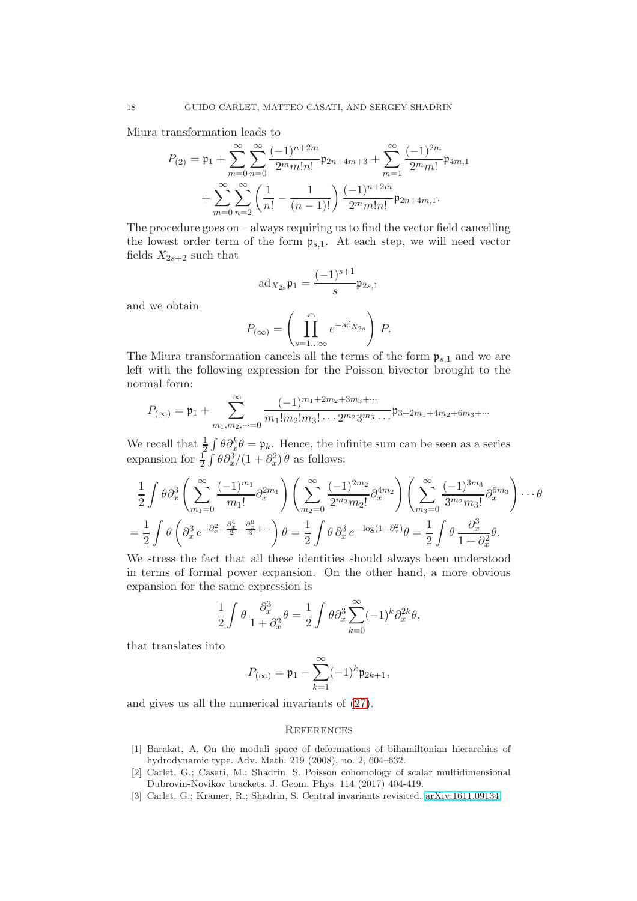Miura transformation leads to

$$P_{(2)} = \mathfrak{p}_1 + \sum_{m=0}^{\infty}\sum_{n=0}^{\infty} \frac{(-1)^{n+2m}}{2^m m! n!}\mathfrak{p}_{2n+4m+3} + \sum_{m=1}^{\infty} \frac{(-1)^{2m}}{2^m m!}\mathfrak{p}_{4m,1} + \sum_{m=0}^{\infty}\sum_{n=2}^{\infty}\left(\frac{1}{n!} - \frac{1}{(n-1)!}\right)\frac{(-1)^{n+2m}}{2^m m! n!}\mathfrak{p}_{2n+4m,1}.$$

The procedure goes on – always requiring us to find the vector field cancelling the lowest order term of the form $\mathfrak{p}_{s,1}$. At each step, we will need vector fields $X_{2s+2}$ such that

$$\mathrm{ad}_{X_{2s}}\mathfrak{p}_1 = \frac{(-1)^{s+1}}{s}\mathfrak{p}_{2s,1}$$

and we obtain

$$P_{(\infty)} = \left(\overset{\curvearrowleft}{\prod_{s=1\dots\infty}} e^{-\mathrm{ad}_{X_{2s}}}\right) P.$$

The Miura transformation cancels all the terms of the form $\mathfrak{p}_{s,1}$ and we are left with the following expression for the Poisson bivector brought to the normal form:

$$P_{(\infty)} = \mathfrak{p}_1 + \sum_{m_1,m_2,\dots=0}^{\infty} \frac{(-1)^{m_1+2m_2+3m_3+\cdots}}{m_1!m_2!m_3!\cdots 2^{m_2}3^{m_3}\cdots}\mathfrak{p}_{3+2m_1+4m_2+6m_3+\cdots}$$

We recall that $\frac{1}{2}\int \theta\partial_x^k\theta = \mathfrak{p}_k$. Hence, the infinite sum can be seen as a series expansion for $\frac{1}{2}\int \theta\partial_x^3/(1+\partial_x^2)\,\theta$ as follows:

$$\begin{aligned}
&\frac{1}{2}\int \theta\partial_x^3\left(\sum_{m_1=0}^{\infty}\frac{(-1)^{m_1}}{m_1!}\partial_x^{2m_1}\right)\left(\sum_{m_2=0}^{\infty}\frac{(-1)^{2m_2}}{2^{m_2}m_2!}\partial_x^{4m_2}\right)\left(\sum_{m_3=0}^{\infty}\frac{(-1)^{3m_3}}{3^{m_2}m_3!}\partial_x^{6m_3}\right)\cdots\theta\\
&= \frac{1}{2}\int\theta\left(\partial_x^3 e^{-\partial_x^2+\frac{\partial_x^4}{2}-\frac{\partial_x^6}{3}+\cdots}\right)\theta = \frac{1}{2}\int\theta\,\partial_x^3 e^{-\log(1+\partial_x^2)}\theta = \frac{1}{2}\int\theta\,\frac{\partial_x^3}{1+\partial_x^2}\theta.
\end{aligned}$$

We stress the fact that all these identities should always been understood in terms of formal power expansion. On the other hand, a more obvious expansion for the same expression is

$$\frac{1}{2}\int\theta\,\frac{\partial_x^3}{1+\partial_x^2}\theta = \frac{1}{2}\int\theta\partial_x^3\sum_{k=0}^{\infty}(-1)^k\partial_x^{2k}\theta,$$

that translates into

$$P_{(\infty)} = \mathfrak{p}_1 - \sum_{k=1}^{\infty}(-1)^k\mathfrak{p}_{2k+1},$$

and gives us all the numerical invariants of (27).

## References

[1] Barakat, A. On the moduli space of deformations of bihamiltonian hierarchies of hydrodynamic type. Adv. Math. 219 (2008), no. 2, 604–632.

[2] Carlet, G.; Casati, M.; Shadrin, S. Poisson cohomology of scalar multidimensional Dubrovin-Novikov brackets. J. Geom. Phys. 114 (2017) 404-419.

[3] Carlet, G.; Kramer, R.; Shadrin, S. Central invariants revisited. arXiv:1611.09134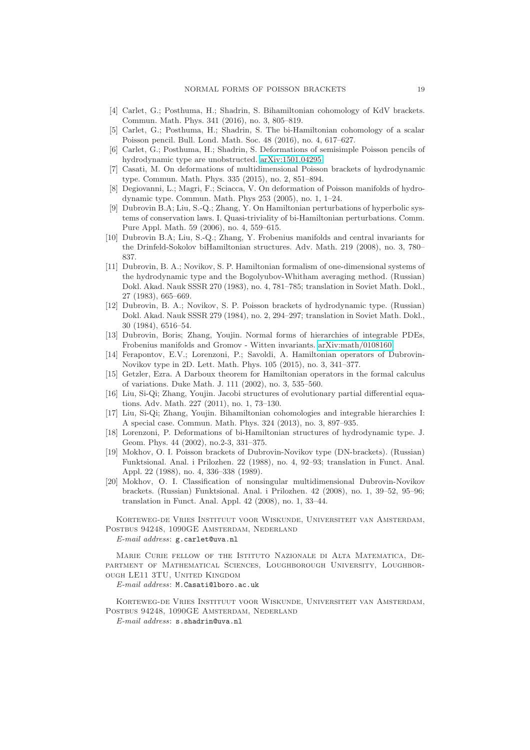[4] Carlet, G.; Posthuma, H.; Shadrin, S. Bihamiltonian cohomology of KdV brackets. Commun. Math. Phys. 341 (2016), no. 3, 805–819.

[5] Carlet, G.; Posthuma, H.; Shadrin, S. The bi-Hamiltonian cohomology of a scalar Poisson pencil. Bull. Lond. Math. Soc. 48 (2016), no. 4, 617–627.

[6] Carlet, G.; Posthuma, H.; Shadrin, S. Deformations of semisimple Poisson pencils of hydrodynamic type are unobstructed. arXiv:1501.04295

[7] Casati, M. On deformations of multidimensional Poisson brackets of hydrodynamic type. Commun. Math. Phys. 335 (2015), no. 2, 851–894.

[8] Degiovanni, L.; Magri, F.; Sciacca, V. On deformation of Poisson manifolds of hydrodynamic type. Commun. Math. Phys 253 (2005), no. 1, 1–24.

[9] Dubrovin B.A; Liu, S.-Q.; Zhang, Y. On Hamiltonian perturbations of hyperbolic systems of conservation laws. I. Quasi-triviality of bi-Hamiltonian perturbations. Comm. Pure Appl. Math. 59 (2006), no. 4, 559–615.

[10] Dubrovin B.A; Liu, S.-Q.; Zhang, Y. Frobenius manifolds and central invariants for the Drinfeld-Sokolov biHamiltonian structures. Adv. Math. 219 (2008), no. 3, 780–837.

[11] Dubrovin, B. A.; Novikov, S. P. Hamiltonian formalism of one-dimensional systems of the hydrodynamic type and the Bogolyubov-Whitham averaging method. (Russian) Dokl. Akad. Nauk SSSR 270 (1983), no. 4, 781–785; translation in Soviet Math. Dokl., 27 (1983), 665–669.

[12] Dubrovin, B. A.; Novikov, S. P. Poisson brackets of hydrodynamic type. (Russian) Dokl. Akad. Nauk SSSR 279 (1984), no. 2, 294–297; translation in Soviet Math. Dokl., 30 (1984), 6516–54.

[13] Dubrovin, Boris; Zhang, Youjin. Normal forms of hierarchies of integrable PDEs, Frobenius manifolds and Gromov - Witten invariants. arXiv:math/0108160

[14] Ferapontov, E.V.; Lorenzoni, P.; Savoldi, A. Hamiltonian operators of Dubrovin-Novikov type in 2D. Lett. Math. Phys. 105 (2015), no. 3, 341–377.

[15] Getzler, Ezra. A Darboux theorem for Hamiltonian operators in the formal calculus of variations. Duke Math. J. 111 (2002), no. 3, 535–560.

[16] Liu, Si-Qi; Zhang, Youjin. Jacobi structures of evolutionary partial differential equations. Adv. Math. 227 (2011), no. 1, 73–130.

[17] Liu, Si-Qi; Zhang, Youjin. Bihamiltonian cohomologies and integrable hierarchies I: A special case. Commun. Math. Phys. 324 (2013), no. 3, 897–935.

[18] Lorenzoni, P. Deformations of bi-Hamiltonian structures of hydrodynamic type. J. Geom. Phys. 44 (2002), no.2-3, 331–375.

[19] Mokhov, O. I. Poisson brackets of Dubrovin-Novikov type (DN-brackets). (Russian) Funktsional. Anal. i Prilozhen. 22 (1988), no. 4, 92–93; translation in Funct. Anal. Appl. 22 (1988), no. 4, 336–338 (1989).

[20] Mokhov, O. I. Classification of nonsingular multidimensional Dubrovin-Novikov brackets. (Russian) Funktsional. Anal. i Prilozhen. 42 (2008), no. 1, 39–52, 95–96; translation in Funct. Anal. Appl. 42 (2008), no. 1, 33–44.

Korteweg-de Vries Instituut voor Wiskunde, Universiteit van Amsterdam, Postbus 94248, 1090GE Amsterdam, Nederland
*E-mail address*: g.carlet@uva.nl

Marie Curie fellow of the Istituto Nazionale di Alta Matematica, Department of Mathematical Sciences, Loughborough University, Loughborough LE11 3TU, United Kingdom
*E-mail address*: M.Casati@lboro.ac.uk

Korteweg-de Vries Instituut voor Wiskunde, Universiteit van Amsterdam, Postbus 94248, 1090GE Amsterdam, Nederland
*E-mail address*: s.shadrin@uva.nl